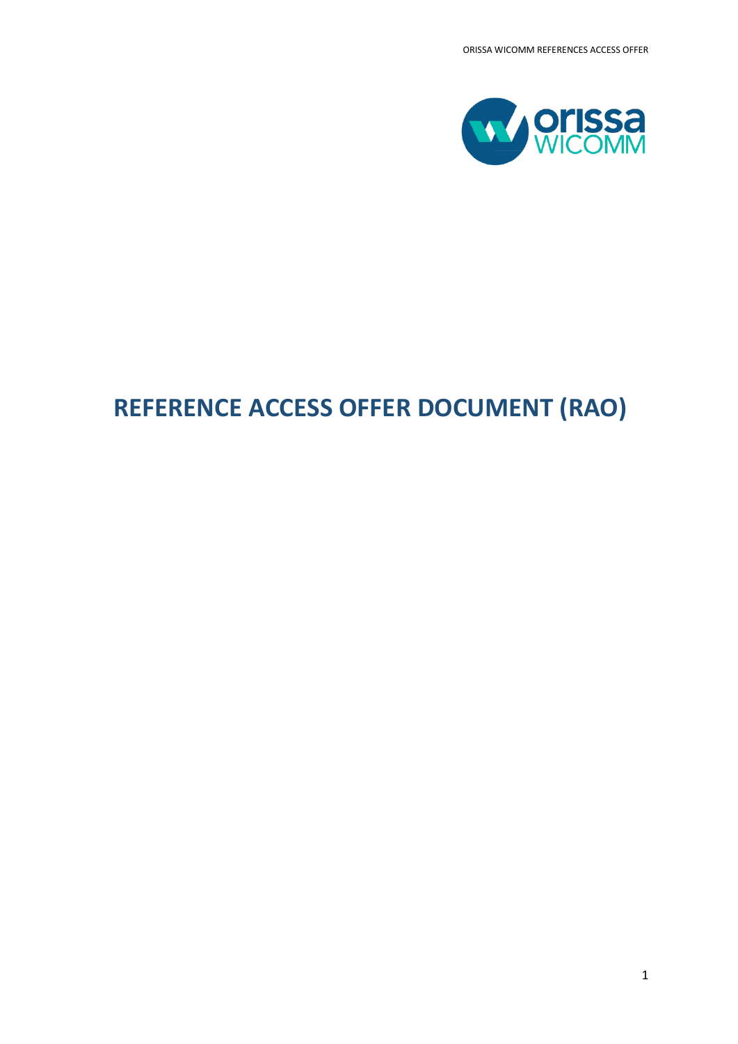# REFERENCE ACCESS OFFER DOCUMENT (RAO)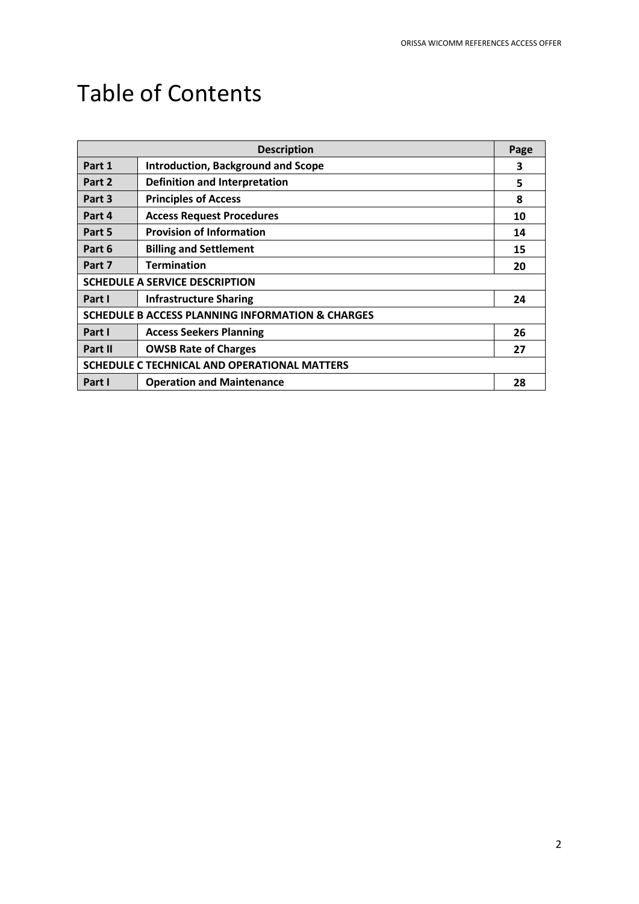# Table of Contents

| Description | | Page |
|---|---|---|
| **Part 1** | **Introduction, Background and Scope** | **3** |
| **Part 2** | **Definition and Interpretation** | **5** |
| **Part 3** | **Principles of Access** | **8** |
| **Part 4** | **Access Request Procedures** | **10** |
| **Part 5** | **Provision of Information** | **14** |
| **Part 6** | **Billing and Settlement** | **15** |
| **Part 7** | **Termination** | **20** |
| **SCHEDULE A SERVICE DESCRIPTION** | | |
| **Part I** | **Infrastructure Sharing** | **24** |
| **SCHEDULE B ACCESS PLANNING INFORMATION & CHARGES** | | |
| **Part I** | **Access Seekers Planning** | **26** |
| **Part II** | **OWSB Rate of Charges** | **27** |
| **SCHEDULE C TECHNICAL AND OPERATIONAL MATTERS** | | |
| **Part I** | **Operation and Maintenance** | **28** |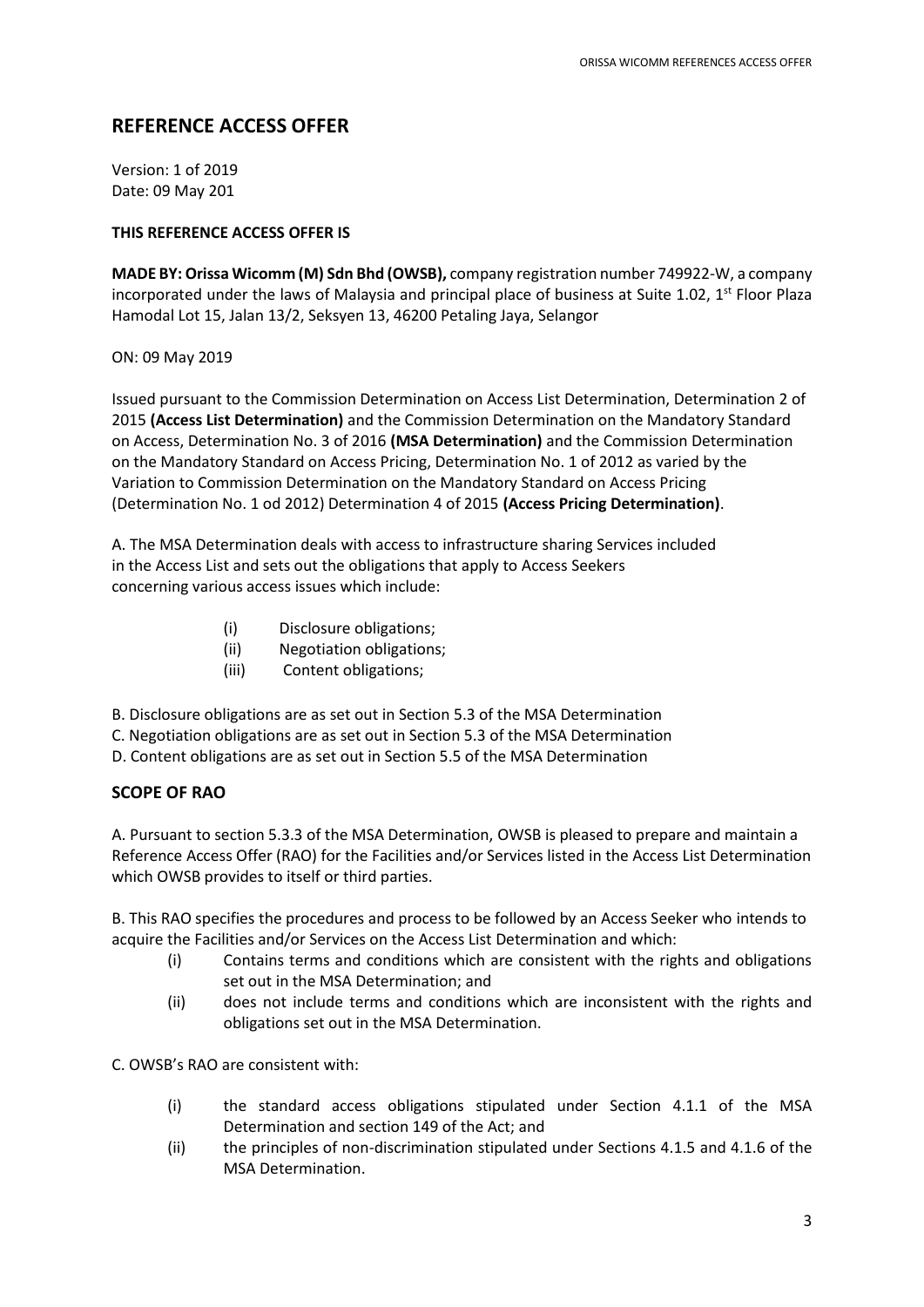## REFERENCE ACCESS OFFER

Version: 1 of 2019
Date: 09 May 201

**THIS REFERENCE ACCESS OFFER IS**

**MADE BY: Orissa Wicomm (M) Sdn Bhd (OWSB),** company registration number 749922-W, a company incorporated under the laws of Malaysia and principal place of business at Suite 1.02, 1st Floor Plaza Hamodal Lot 15, Jalan 13/2, Seksyen 13, 46200 Petaling Jaya, Selangor

ON: 09 May 2019

Issued pursuant to the Commission Determination on Access List Determination, Determination 2 of 2015 **(Access List Determination)** and the Commission Determination on the Mandatory Standard on Access, Determination No. 3 of 2016 **(MSA Determination)** and the Commission Determination on the Mandatory Standard on Access Pricing, Determination No. 1 of 2012 as varied by the Variation to Commission Determination on the Mandatory Standard on Access Pricing (Determination No. 1 od 2012) Determination 4 of 2015 **(Access Pricing Determination)**.

A. The MSA Determination deals with access to infrastructure sharing Services included in the Access List and sets out the obligations that apply to Access Seekers concerning various access issues which include:

(i) Disclosure obligations;
(ii) Negotiation obligations;
(iii) Content obligations;

B. Disclosure obligations are as set out in Section 5.3 of the MSA Determination
C. Negotiation obligations are as set out in Section 5.3 of the MSA Determination
D. Content obligations are as set out in Section 5.5 of the MSA Determination

## SCOPE OF RAO

A. Pursuant to section 5.3.3 of the MSA Determination, OWSB is pleased to prepare and maintain a Reference Access Offer (RAO) for the Facilities and/or Services listed in the Access List Determination which OWSB provides to itself or third parties.

B. This RAO specifies the procedures and process to be followed by an Access Seeker who intends to acquire the Facilities and/or Services on the Access List Determination and which:

(i) Contains terms and conditions which are consistent with the rights and obligations set out in the MSA Determination; and
(ii) does not include terms and conditions which are inconsistent with the rights and obligations set out in the MSA Determination.

C. OWSB's RAO are consistent with:

(i) the standard access obligations stipulated under Section 4.1.1 of the MSA Determination and section 149 of the Act; and
(ii) the principles of non-discrimination stipulated under Sections 4.1.5 and 4.1.6 of the MSA Determination.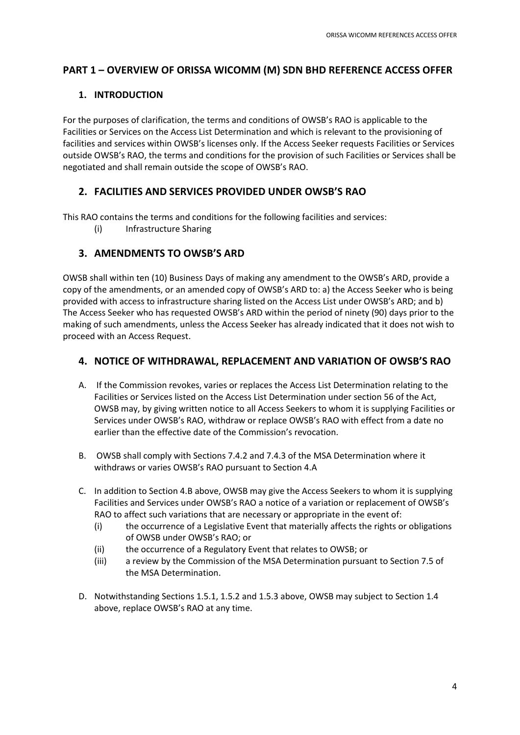## PART 1 – OVERVIEW OF ORISSA WICOMM (M) SDN BHD REFERENCE ACCESS OFFER

### 1. INTRODUCTION

For the purposes of clarification, the terms and conditions of OWSB's RAO is applicable to the Facilities or Services on the Access List Determination and which is relevant to the provisioning of facilities and services within OWSB's licenses only. If the Access Seeker requests Facilities or Services outside OWSB's RAO, the terms and conditions for the provision of such Facilities or Services shall be negotiated and shall remain outside the scope of OWSB's RAO.

### 2. FACILITIES AND SERVICES PROVIDED UNDER OWSB'S RAO

This RAO contains the terms and conditions for the following facilities and services:

(i) Infrastructure Sharing

### 3. AMENDMENTS TO OWSB'S ARD

OWSB shall within ten (10) Business Days of making any amendment to the OWSB's ARD, provide a copy of the amendments, or an amended copy of OWSB's ARD to: a) the Access Seeker who is being provided with access to infrastructure sharing listed on the Access List under OWSB's ARD; and b) The Access Seeker who has requested OWSB's ARD within the period of ninety (90) days prior to the making of such amendments, unless the Access Seeker has already indicated that it does not wish to proceed with an Access Request.

### 4. NOTICE OF WITHDRAWAL, REPLACEMENT AND VARIATION OF OWSB'S RAO

A. If the Commission revokes, varies or replaces the Access List Determination relating to the Facilities or Services listed on the Access List Determination under section 56 of the Act, OWSB may, by giving written notice to all Access Seekers to whom it is supplying Facilities or Services under OWSB's RAO, withdraw or replace OWSB's RAO with effect from a date no earlier than the effective date of the Commission's revocation.

B. OWSB shall comply with Sections 7.4.2 and 7.4.3 of the MSA Determination where it withdraws or varies OWSB's RAO pursuant to Section 4.A

C. In addition to Section 4.B above, OWSB may give the Access Seekers to whom it is supplying Facilities and Services under OWSB's RAO a notice of a variation or replacement of OWSB's RAO to affect such variations that are necessary or appropriate in the event of:

   (i) the occurrence of a Legislative Event that materially affects the rights or obligations of OWSB under OWSB's RAO; or
   
   (ii) the occurrence of a Regulatory Event that relates to OWSB; or
   
   (iii) a review by the Commission of the MSA Determination pursuant to Section 7.5 of the MSA Determination.

D. Notwithstanding Sections 1.5.1, 1.5.2 and 1.5.3 above, OWSB may subject to Section 1.4 above, replace OWSB's RAO at any time.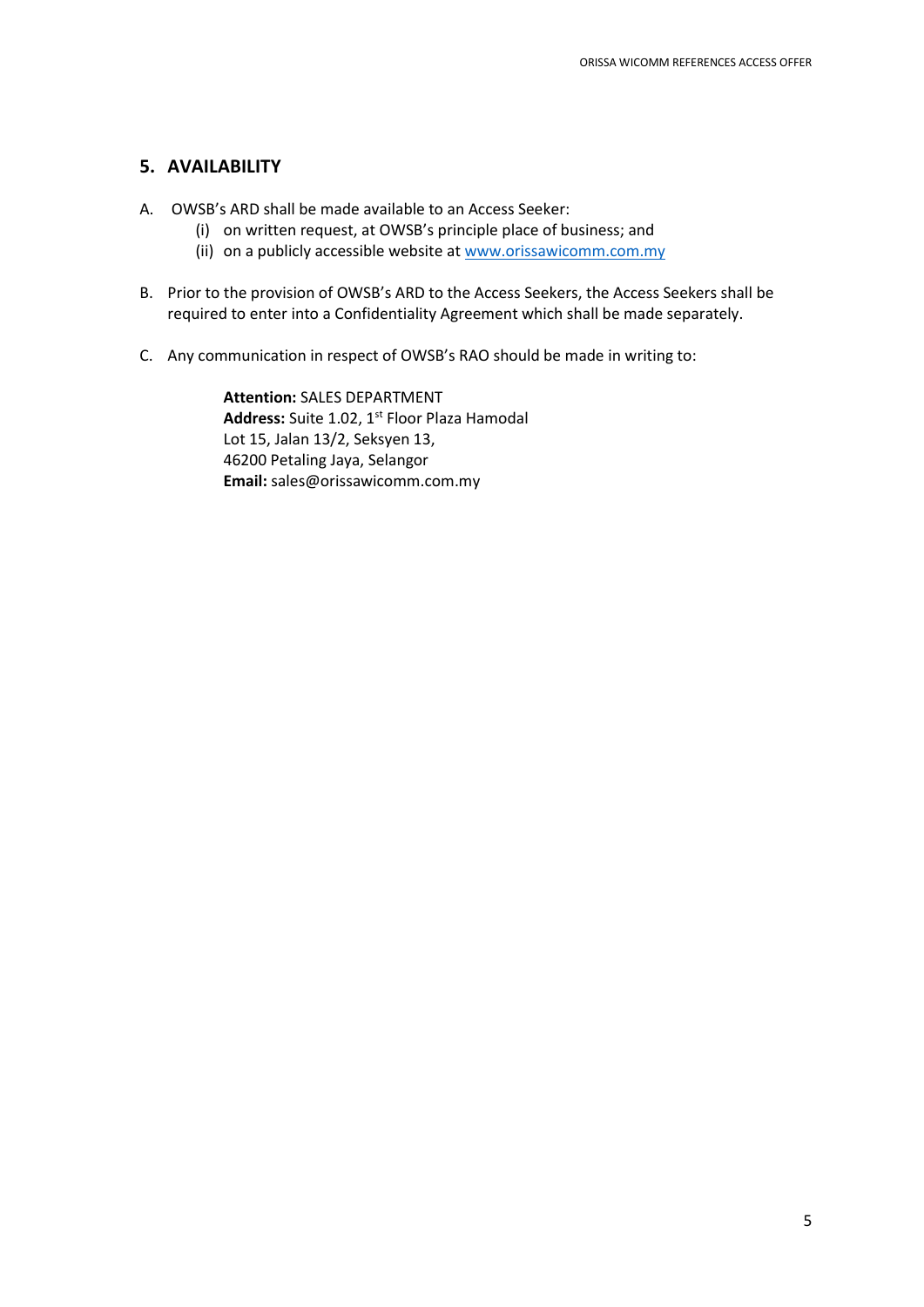## 5. AVAILABILITY

A. OWSB's ARD shall be made available to an Access Seeker:

   (i) on written request, at OWSB's principle place of business; and

   (ii) on a publicly accessible website at www.orissawicomm.com.my

B. Prior to the provision of OWSB's ARD to the Access Seekers, the Access Seekers shall be required to enter into a Confidentiality Agreement which shall be made separately.

C. Any communication in respect of OWSB's RAO should be made in writing to:

   **Attention:** SALES DEPARTMENT
   **Address:** Suite 1.02, 1st Floor Plaza Hamodal
   Lot 15, Jalan 13/2, Seksyen 13,
   46200 Petaling Jaya, Selangor
   **Email:** sales@orissawicomm.com.my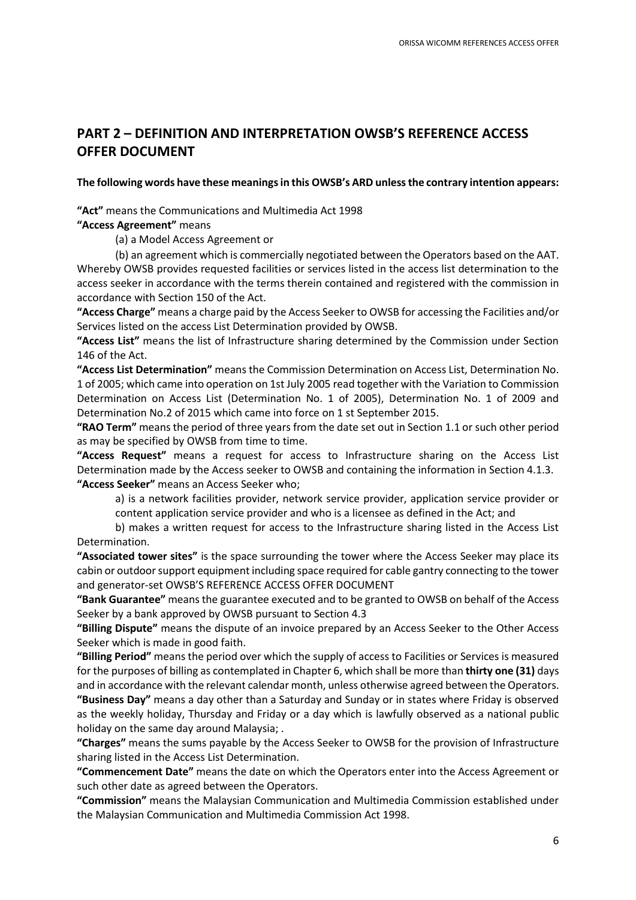## PART 2 – DEFINITION AND INTERPRETATION OWSB'S REFERENCE ACCESS OFFER DOCUMENT

**The following words have these meanings in this OWSB's ARD unless the contrary intention appears:**

**"Act"** means the Communications and Multimedia Act 1998

**"Access Agreement"** means

(a) a Model Access Agreement or

(b) an agreement which is commercially negotiated between the Operators based on the AAT. Whereby OWSB provides requested facilities or services listed in the access list determination to the access seeker in accordance with the terms therein contained and registered with the commission in accordance with Section 150 of the Act.

**"Access Charge"** means a charge paid by the Access Seeker to OWSB for accessing the Facilities and/or Services listed on the access List Determination provided by OWSB.

**"Access List"** means the list of Infrastructure sharing determined by the Commission under Section 146 of the Act.

**"Access List Determination"** means the Commission Determination on Access List, Determination No. 1 of 2005; which came into operation on 1st July 2005 read together with the Variation to Commission Determination on Access List (Determination No. 1 of 2005), Determination No. 1 of 2009 and Determination No.2 of 2015 which came into force on 1 st September 2015.

**"RAO Term"** means the period of three years from the date set out in Section 1.1 or such other period as may be specified by OWSB from time to time.

**"Access Request"** means a request for access to Infrastructure sharing on the Access List Determination made by the Access seeker to OWSB and containing the information in Section 4.1.3.

**"Access Seeker"** means an Access Seeker who;

a) is a network facilities provider, network service provider, application service provider or content application service provider and who is a licensee as defined in the Act; and

b) makes a written request for access to the Infrastructure sharing listed in the Access List Determination.

**"Associated tower sites"** is the space surrounding the tower where the Access Seeker may place its cabin or outdoor support equipment including space required for cable gantry connecting to the tower and generator-set OWSB'S REFERENCE ACCESS OFFER DOCUMENT

**"Bank Guarantee"** means the guarantee executed and to be granted to OWSB on behalf of the Access Seeker by a bank approved by OWSB pursuant to Section 4.3

**"Billing Dispute"** means the dispute of an invoice prepared by an Access Seeker to the Other Access Seeker which is made in good faith.

**"Billing Period"** means the period over which the supply of access to Facilities or Services is measured for the purposes of billing as contemplated in Chapter 6, which shall be more than **thirty one (31)** days and in accordance with the relevant calendar month, unless otherwise agreed between the Operators.

**"Business Day"** means a day other than a Saturday and Sunday or in states where Friday is observed as the weekly holiday, Thursday and Friday or a day which is lawfully observed as a national public holiday on the same day around Malaysia; .

**"Charges"** means the sums payable by the Access Seeker to OWSB for the provision of Infrastructure sharing listed in the Access List Determination.

**"Commencement Date"** means the date on which the Operators enter into the Access Agreement or such other date as agreed between the Operators.

**"Commission"** means the Malaysian Communication and Multimedia Commission established under the Malaysian Communication and Multimedia Commission Act 1998.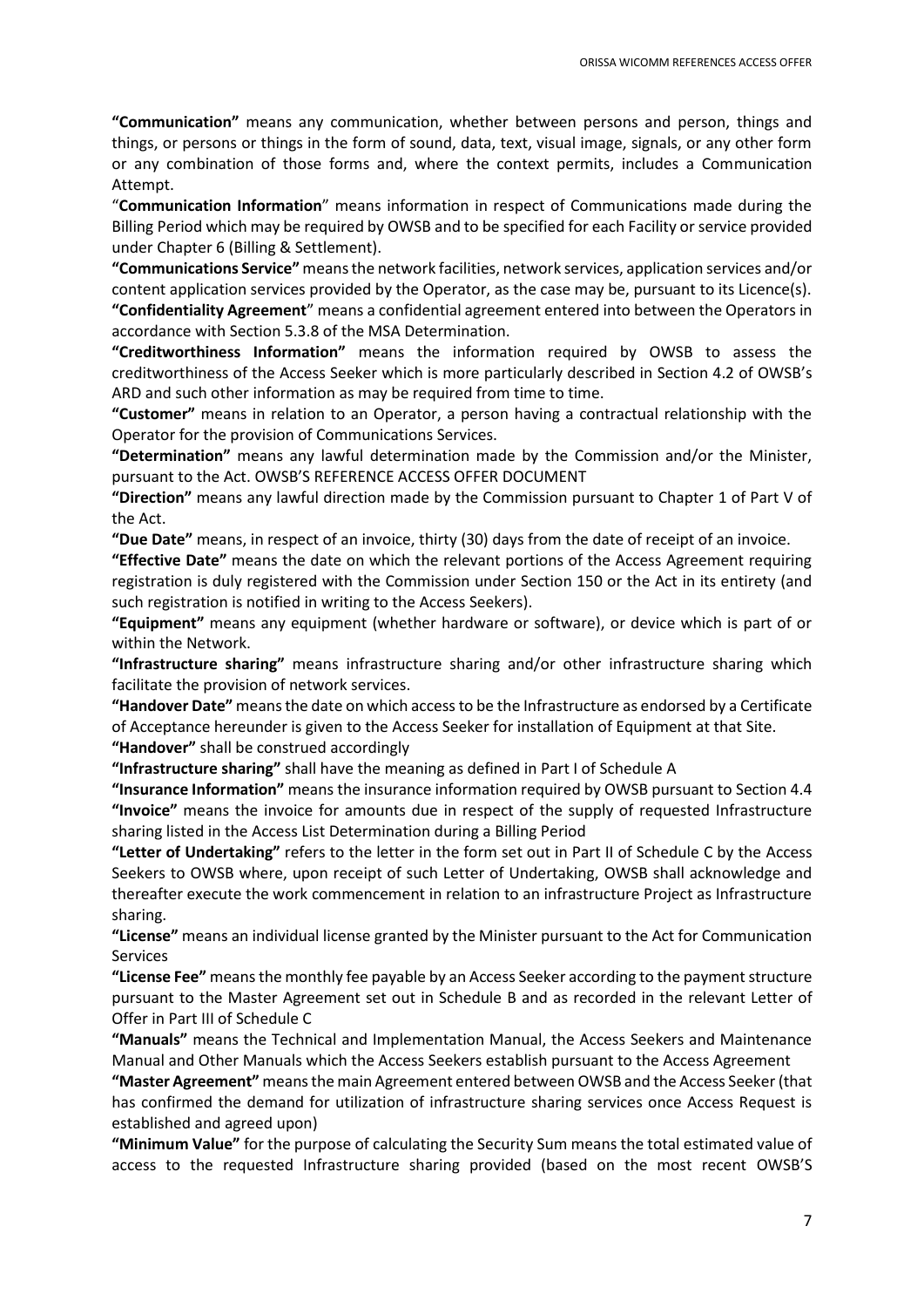**"Communication"** means any communication, whether between persons and person, things and things, or persons or things in the form of sound, data, text, visual image, signals, or any other form or any combination of those forms and, where the context permits, includes a Communication Attempt.

"**Communication Information**" means information in respect of Communications made during the Billing Period which may be required by OWSB and to be specified for each Facility or service provided under Chapter 6 (Billing & Settlement).

**"Communications Service"** means the network facilities, network services, application services and/or content application services provided by the Operator, as the case may be, pursuant to its Licence(s).

**"Confidentiality Agreement**" means a confidential agreement entered into between the Operators in accordance with Section 5.3.8 of the MSA Determination.

**"Creditworthiness Information"** means the information required by OWSB to assess the creditworthiness of the Access Seeker which is more particularly described in Section 4.2 of OWSB's ARD and such other information as may be required from time to time.

**"Customer"** means in relation to an Operator, a person having a contractual relationship with the Operator for the provision of Communications Services.

**"Determination"** means any lawful determination made by the Commission and/or the Minister, pursuant to the Act. OWSB'S REFERENCE ACCESS OFFER DOCUMENT

**"Direction"** means any lawful direction made by the Commission pursuant to Chapter 1 of Part V of the Act.

**"Due Date"** means, in respect of an invoice, thirty (30) days from the date of receipt of an invoice.

**"Effective Date"** means the date on which the relevant portions of the Access Agreement requiring registration is duly registered with the Commission under Section 150 or the Act in its entirety (and such registration is notified in writing to the Access Seekers).

**"Equipment"** means any equipment (whether hardware or software), or device which is part of or within the Network.

**"Infrastructure sharing"** means infrastructure sharing and/or other infrastructure sharing which facilitate the provision of network services.

**"Handover Date"** means the date on which access to be the Infrastructure as endorsed by a Certificate of Acceptance hereunder is given to the Access Seeker for installation of Equipment at that Site.

**"Handover"** shall be construed accordingly

**"Infrastructure sharing"** shall have the meaning as defined in Part I of Schedule A

**"Insurance Information"** means the insurance information required by OWSB pursuant to Section 4.4

**"Invoice"** means the invoice for amounts due in respect of the supply of requested Infrastructure sharing listed in the Access List Determination during a Billing Period

**"Letter of Undertaking"** refers to the letter in the form set out in Part II of Schedule C by the Access Seekers to OWSB where, upon receipt of such Letter of Undertaking, OWSB shall acknowledge and thereafter execute the work commencement in relation to an infrastructure Project as Infrastructure sharing.

**"License"** means an individual license granted by the Minister pursuant to the Act for Communication Services

**"License Fee"** means the monthly fee payable by an Access Seeker according to the payment structure pursuant to the Master Agreement set out in Schedule B and as recorded in the relevant Letter of Offer in Part III of Schedule C

**"Manuals"** means the Technical and Implementation Manual, the Access Seekers and Maintenance Manual and Other Manuals which the Access Seekers establish pursuant to the Access Agreement

**"Master Agreement"** means the main Agreement entered between OWSB and the Access Seeker (that has confirmed the demand for utilization of infrastructure sharing services once Access Request is established and agreed upon)

**"Minimum Value"** for the purpose of calculating the Security Sum means the total estimated value of access to the requested Infrastructure sharing provided (based on the most recent OWSB'S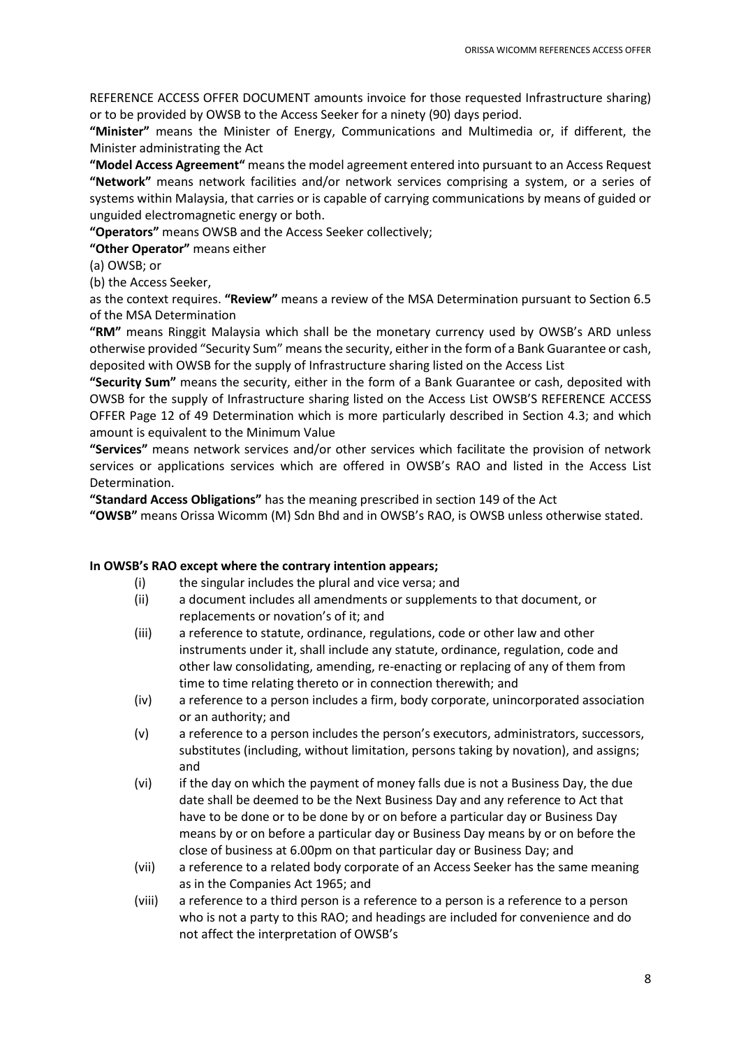REFERENCE ACCESS OFFER DOCUMENT amounts invoice for those requested Infrastructure sharing) or to be provided by OWSB to the Access Seeker for a ninety (90) days period.

**"Minister"** means the Minister of Energy, Communications and Multimedia or, if different, the Minister administrating the Act

**"Model Access Agreement"** means the model agreement entered into pursuant to an Access Request

**"Network"** means network facilities and/or network services comprising a system, or a series of systems within Malaysia, that carries or is capable of carrying communications by means of guided or unguided electromagnetic energy or both.

**"Operators"** means OWSB and the Access Seeker collectively;

**"Other Operator"** means either

(a) OWSB; or

(b) the Access Seeker,

as the context requires. **"Review"** means a review of the MSA Determination pursuant to Section 6.5 of the MSA Determination

**"RM"** means Ringgit Malaysia which shall be the monetary currency used by OWSB's ARD unless otherwise provided "Security Sum" means the security, either in the form of a Bank Guarantee or cash, deposited with OWSB for the supply of Infrastructure sharing listed on the Access List

**"Security Sum"** means the security, either in the form of a Bank Guarantee or cash, deposited with OWSB for the supply of Infrastructure sharing listed on the Access List OWSB'S REFERENCE ACCESS OFFER Page 12 of 49 Determination which is more particularly described in Section 4.3; and which amount is equivalent to the Minimum Value

**"Services"** means network services and/or other services which facilitate the provision of network services or applications services which are offered in OWSB's RAO and listed in the Access List Determination.

**"Standard Access Obligations"** has the meaning prescribed in section 149 of the Act

**"OWSB"** means Orissa Wicomm (M) Sdn Bhd and in OWSB's RAO, is OWSB unless otherwise stated.

**In OWSB's RAO except where the contrary intention appears;**

(i) the singular includes the plural and vice versa; and

(ii) a document includes all amendments or supplements to that document, or replacements or novation's of it; and

(iii) a reference to statute, ordinance, regulations, code or other law and other instruments under it, shall include any statute, ordinance, regulation, code and other law consolidating, amending, re-enacting or replacing of any of them from time to time relating thereto or in connection therewith; and

(iv) a reference to a person includes a firm, body corporate, unincorporated association or an authority; and

(v) a reference to a person includes the person's executors, administrators, successors, substitutes (including, without limitation, persons taking by novation), and assigns; and

(vi) if the day on which the payment of money falls due is not a Business Day, the due date shall be deemed to be the Next Business Day and any reference to Act that have to be done or to be done by or on before a particular day or Business Day means by or on before a particular day or Business Day means by or on before the close of business at 6.00pm on that particular day or Business Day; and

(vii) a reference to a related body corporate of an Access Seeker has the same meaning as in the Companies Act 1965; and

(viii) a reference to a third person is a reference to a person is a reference to a person who is not a party to this RAO; and headings are included for convenience and do not affect the interpretation of OWSB's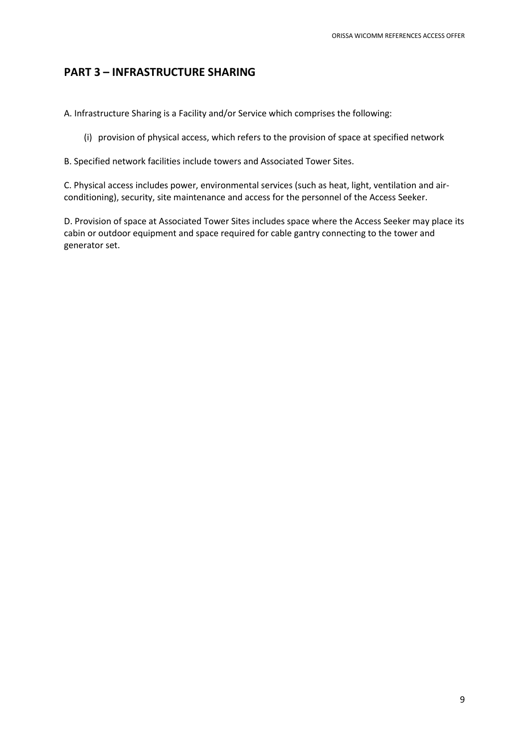## PART 3 – INFRASTRUCTURE SHARING

A. Infrastructure Sharing is a Facility and/or Service which comprises the following:

(i) provision of physical access, which refers to the provision of space at specified network

B. Specified network facilities include towers and Associated Tower Sites.

C. Physical access includes power, environmental services (such as heat, light, ventilation and air-conditioning), security, site maintenance and access for the personnel of the Access Seeker.

D. Provision of space at Associated Tower Sites includes space where the Access Seeker may place its cabin or outdoor equipment and space required for cable gantry connecting to the tower and generator set.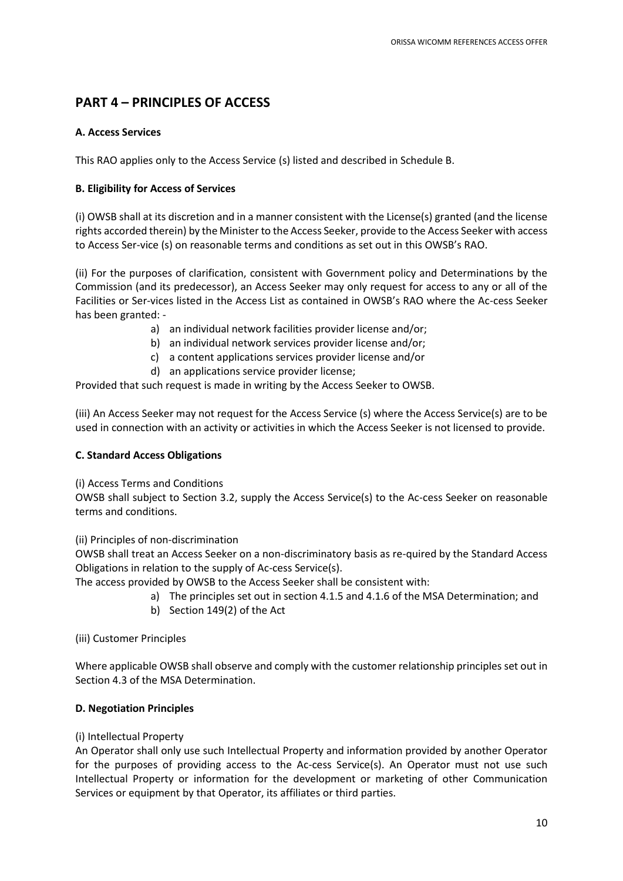## PART 4 – PRINCIPLES OF ACCESS

### A. Access Services

This RAO applies only to the Access Service (s) listed and described in Schedule B.

### B. Eligibility for Access of Services

(i) OWSB shall at its discretion and in a manner consistent with the License(s) granted (and the license rights accorded therein) by the Minister to the Access Seeker, provide to the Access Seeker with access to Access Ser-vice (s) on reasonable terms and conditions as set out in this OWSB's RAO.

(ii) For the purposes of clarification, consistent with Government policy and Determinations by the Commission (and its predecessor), an Access Seeker may only request for access to any or all of the Facilities or Ser-vices listed in the Access List as contained in OWSB's RAO where the Ac-cess Seeker has been granted: -

a) an individual network facilities provider license and/or;
b) an individual network services provider license and/or;
c) a content applications services provider license and/or
d) an applications service provider license;

Provided that such request is made in writing by the Access Seeker to OWSB.

(iii) An Access Seeker may not request for the Access Service (s) where the Access Service(s) are to be used in connection with an activity or activities in which the Access Seeker is not licensed to provide.

### C. Standard Access Obligations

(i) Access Terms and Conditions

OWSB shall subject to Section 3.2, supply the Access Service(s) to the Ac-cess Seeker on reasonable terms and conditions.

(ii) Principles of non-discrimination

OWSB shall treat an Access Seeker on a non-discriminatory basis as re-quired by the Standard Access Obligations in relation to the supply of Ac-cess Service(s).

The access provided by OWSB to the Access Seeker shall be consistent with:

a) The principles set out in section 4.1.5 and 4.1.6 of the MSA Determination; and
b) Section 149(2) of the Act

(iii) Customer Principles

Where applicable OWSB shall observe and comply with the customer relationship principles set out in Section 4.3 of the MSA Determination.

### D. Negotiation Principles

(i) Intellectual Property

An Operator shall only use such Intellectual Property and information provided by another Operator for the purposes of providing access to the Ac-cess Service(s). An Operator must not use such Intellectual Property or information for the development or marketing of other Communication Services or equipment by that Operator, its affiliates or third parties.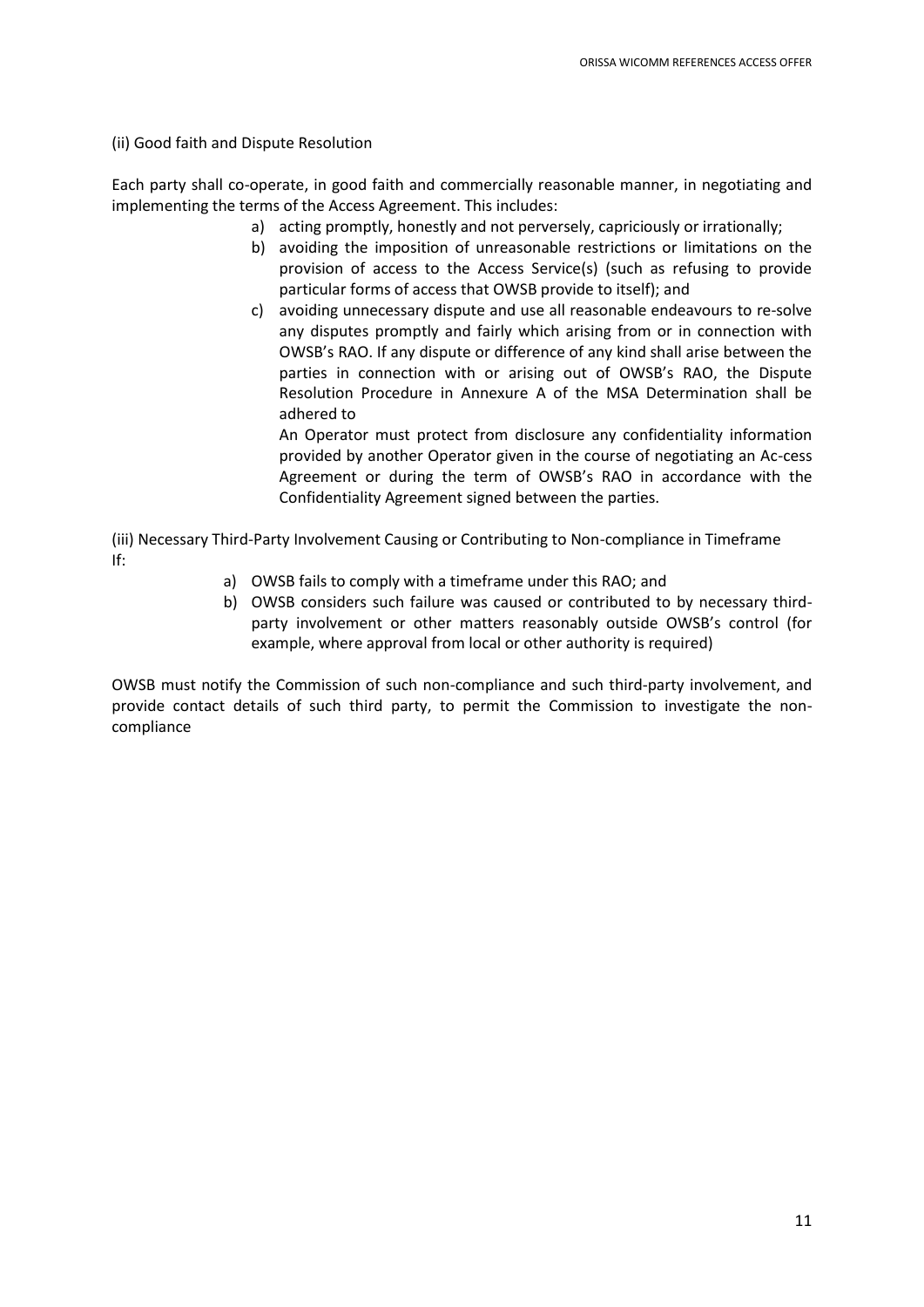(ii) Good faith and Dispute Resolution

Each party shall co-operate, in good faith and commercially reasonable manner, in negotiating and implementing the terms of the Access Agreement. This includes:

a) acting promptly, honestly and not perversely, capriciously or irrationally;
b) avoiding the imposition of unreasonable restrictions or limitations on the provision of access to the Access Service(s) (such as refusing to provide particular forms of access that OWSB provide to itself); and
c) avoiding unnecessary dispute and use all reasonable endeavours to re-solve any disputes promptly and fairly which arising from or in connection with OWSB's RAO. If any dispute or difference of any kind shall arise between the parties in connection with or arising out of OWSB's RAO, the Dispute Resolution Procedure in Annexure A of the MSA Determination shall be adhered to

   An Operator must protect from disclosure any confidentiality information provided by another Operator given in the course of negotiating an Ac-cess Agreement or during the term of OWSB's RAO in accordance with the Confidentiality Agreement signed between the parties.

(iii) Necessary Third-Party Involvement Causing or Contributing to Non-compliance in Timeframe
If:

a) OWSB fails to comply with a timeframe under this RAO; and
b) OWSB considers such failure was caused or contributed to by necessary third-party involvement or other matters reasonably outside OWSB's control (for example, where approval from local or other authority is required)

OWSB must notify the Commission of such non-compliance and such third-party involvement, and provide contact details of such third party, to permit the Commission to investigate the non-compliance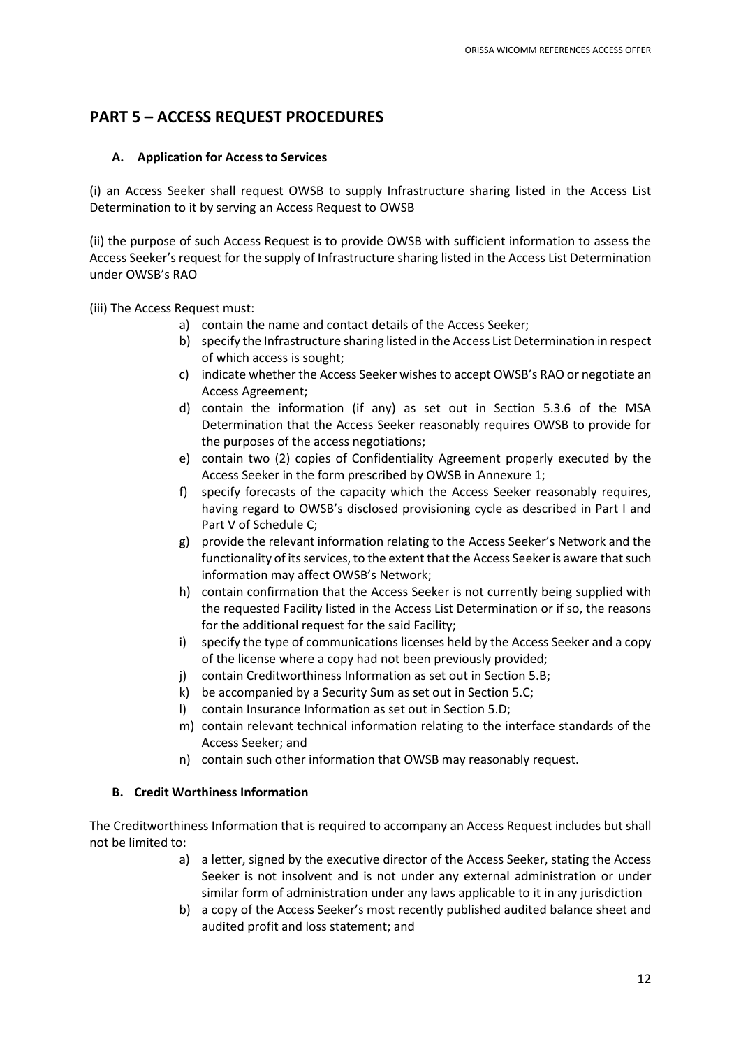## PART 5 – ACCESS REQUEST PROCEDURES

### A. Application for Access to Services

(i) an Access Seeker shall request OWSB to supply Infrastructure sharing listed in the Access List Determination to it by serving an Access Request to OWSB

(ii) the purpose of such Access Request is to provide OWSB with sufficient information to assess the Access Seeker's request for the supply of Infrastructure sharing listed in the Access List Determination under OWSB's RAO

(iii) The Access Request must:

a) contain the name and contact details of the Access Seeker;
b) specify the Infrastructure sharing listed in the Access List Determination in respect of which access is sought;
c) indicate whether the Access Seeker wishes to accept OWSB's RAO or negotiate an Access Agreement;
d) contain the information (if any) as set out in Section 5.3.6 of the MSA Determination that the Access Seeker reasonably requires OWSB to provide for the purposes of the access negotiations;
e) contain two (2) copies of Confidentiality Agreement properly executed by the Access Seeker in the form prescribed by OWSB in Annexure 1;
f) specify forecasts of the capacity which the Access Seeker reasonably requires, having regard to OWSB's disclosed provisioning cycle as described in Part I and Part V of Schedule C;
g) provide the relevant information relating to the Access Seeker's Network and the functionality of its services, to the extent that the Access Seeker is aware that such information may affect OWSB's Network;
h) contain confirmation that the Access Seeker is not currently being supplied with the requested Facility listed in the Access List Determination or if so, the reasons for the additional request for the said Facility;
i) specify the type of communications licenses held by the Access Seeker and a copy of the license where a copy had not been previously provided;
j) contain Creditworthiness Information as set out in Section 5.B;
k) be accompanied by a Security Sum as set out in Section 5.C;
l) contain Insurance Information as set out in Section 5.D;
m) contain relevant technical information relating to the interface standards of the Access Seeker; and
n) contain such other information that OWSB may reasonably request.

### B. Credit Worthiness Information

The Creditworthiness Information that is required to accompany an Access Request includes but shall not be limited to:

a) a letter, signed by the executive director of the Access Seeker, stating the Access Seeker is not insolvent and is not under any external administration or under similar form of administration under any laws applicable to it in any jurisdiction
b) a copy of the Access Seeker's most recently published audited balance sheet and audited profit and loss statement; and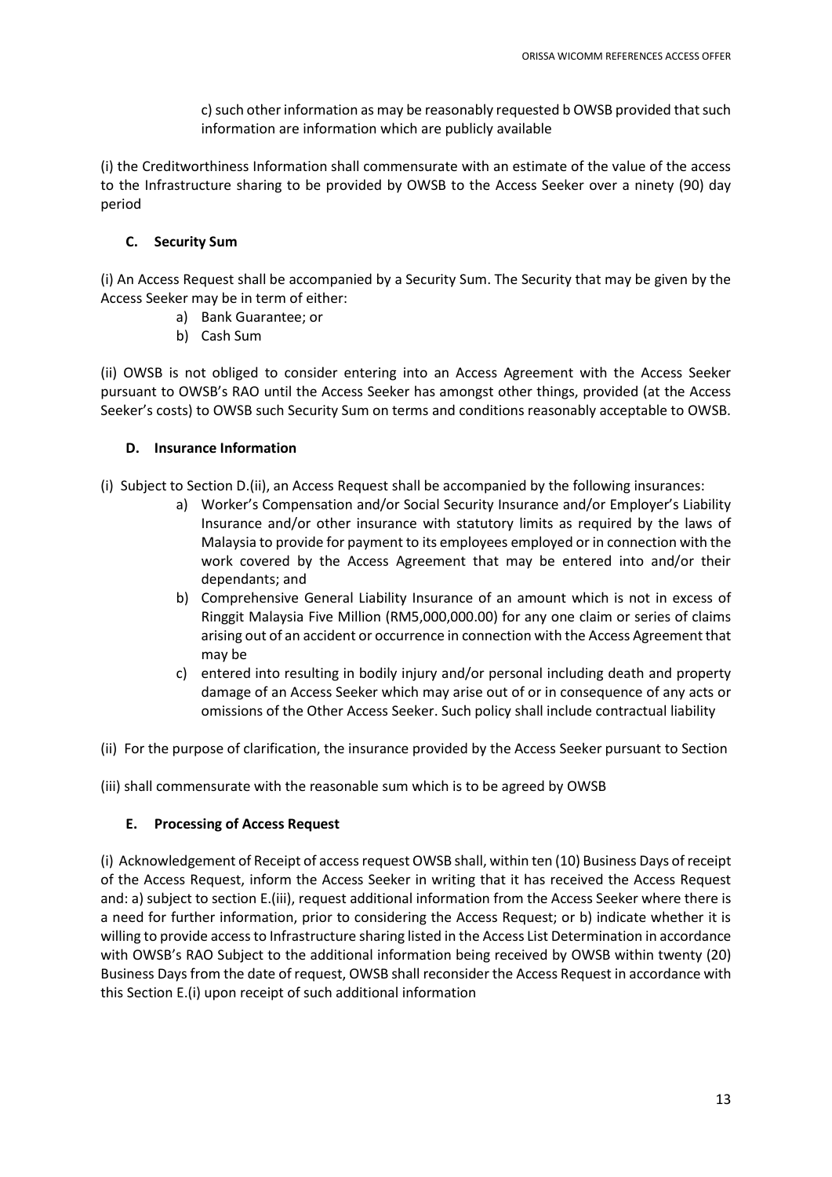c) such other information as may be reasonably requested b OWSB provided that such information are information which are publicly available

(i) the Creditworthiness Information shall commensurate with an estimate of the value of the access to the Infrastructure sharing to be provided by OWSB to the Access Seeker over a ninety (90) day period

### C. Security Sum

(i) An Access Request shall be accompanied by a Security Sum. The Security that may be given by the Access Seeker may be in term of either:

a) Bank Guarantee; or
b) Cash Sum

(ii) OWSB is not obliged to consider entering into an Access Agreement with the Access Seeker pursuant to OWSB's RAO until the Access Seeker has amongst other things, provided (at the Access Seeker's costs) to OWSB such Security Sum on terms and conditions reasonably acceptable to OWSB.

### D. Insurance Information

(i) Subject to Section D.(ii), an Access Request shall be accompanied by the following insurances:

a) Worker's Compensation and/or Social Security Insurance and/or Employer's Liability Insurance and/or other insurance with statutory limits as required by the laws of Malaysia to provide for payment to its employees employed or in connection with the work covered by the Access Agreement that may be entered into and/or their dependants; and
b) Comprehensive General Liability Insurance of an amount which is not in excess of Ringgit Malaysia Five Million (RM5,000,000.00) for any one claim or series of claims arising out of an accident or occurrence in connection with the Access Agreement that may be
c) entered into resulting in bodily injury and/or personal including death and property damage of an Access Seeker which may arise out of or in consequence of any acts or omissions of the Other Access Seeker. Such policy shall include contractual liability

(ii) For the purpose of clarification, the insurance provided by the Access Seeker pursuant to Section

(iii) shall commensurate with the reasonable sum which is to be agreed by OWSB

### E. Processing of Access Request

(i) Acknowledgement of Receipt of access request OWSB shall, within ten (10) Business Days of receipt of the Access Request, inform the Access Seeker in writing that it has received the Access Request and: a) subject to section E.(iii), request additional information from the Access Seeker where there is a need for further information, prior to considering the Access Request; or b) indicate whether it is willing to provide access to Infrastructure sharing listed in the Access List Determination in accordance with OWSB's RAO Subject to the additional information being received by OWSB within twenty (20) Business Days from the date of request, OWSB shall reconsider the Access Request in accordance with this Section E.(i) upon receipt of such additional information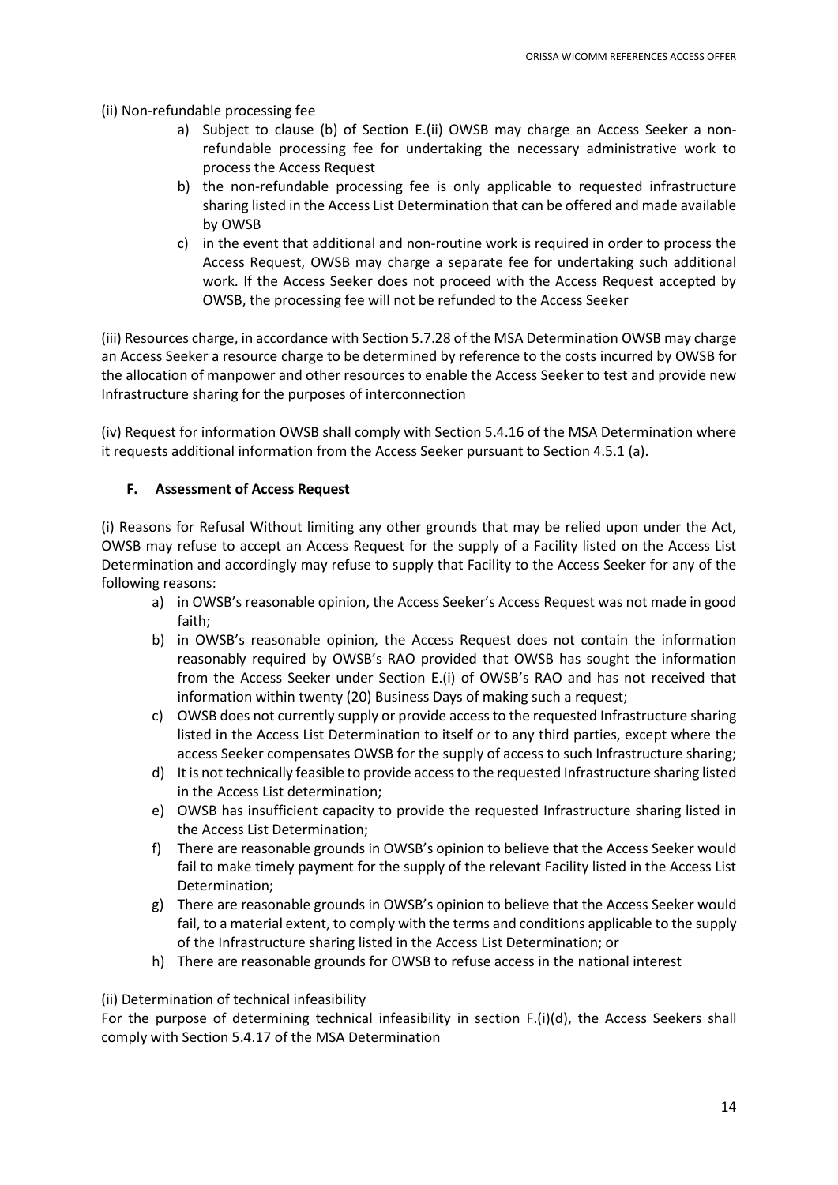(ii) Non-refundable processing fee

a) Subject to clause (b) of Section E.(ii) OWSB may charge an Access Seeker a non-refundable processing fee for undertaking the necessary administrative work to process the Access Request

b) the non-refundable processing fee is only applicable to requested infrastructure sharing listed in the Access List Determination that can be offered and made available by OWSB

c) in the event that additional and non-routine work is required in order to process the Access Request, OWSB may charge a separate fee for undertaking such additional work. If the Access Seeker does not proceed with the Access Request accepted by OWSB, the processing fee will not be refunded to the Access Seeker

(iii) Resources charge, in accordance with Section 5.7.28 of the MSA Determination OWSB may charge an Access Seeker a resource charge to be determined by reference to the costs incurred by OWSB for the allocation of manpower and other resources to enable the Access Seeker to test and provide new Infrastructure sharing for the purposes of interconnection

(iv) Request for information OWSB shall comply with Section 5.4.16 of the MSA Determination where it requests additional information from the Access Seeker pursuant to Section 4.5.1 (a).

### F. Assessment of Access Request

(i) Reasons for Refusal Without limiting any other grounds that may be relied upon under the Act, OWSB may refuse to accept an Access Request for the supply of a Facility listed on the Access List Determination and accordingly may refuse to supply that Facility to the Access Seeker for any of the following reasons:

a) in OWSB's reasonable opinion, the Access Seeker's Access Request was not made in good faith;

b) in OWSB's reasonable opinion, the Access Request does not contain the information reasonably required by OWSB's RAO provided that OWSB has sought the information from the Access Seeker under Section E.(i) of OWSB's RAO and has not received that information within twenty (20) Business Days of making such a request;

c) OWSB does not currently supply or provide access to the requested Infrastructure sharing listed in the Access List Determination to itself or to any third parties, except where the access Seeker compensates OWSB for the supply of access to such Infrastructure sharing;

d) It is not technically feasible to provide access to the requested Infrastructure sharing listed in the Access List determination;

e) OWSB has insufficient capacity to provide the requested Infrastructure sharing listed in the Access List Determination;

f) There are reasonable grounds in OWSB's opinion to believe that the Access Seeker would fail to make timely payment for the supply of the relevant Facility listed in the Access List Determination;

g) There are reasonable grounds in OWSB's opinion to believe that the Access Seeker would fail, to a material extent, to comply with the terms and conditions applicable to the supply of the Infrastructure sharing listed in the Access List Determination; or

h) There are reasonable grounds for OWSB to refuse access in the national interest

(ii) Determination of technical infeasibility

For the purpose of determining technical infeasibility in section F.(i)(d), the Access Seekers shall comply with Section 5.4.17 of the MSA Determination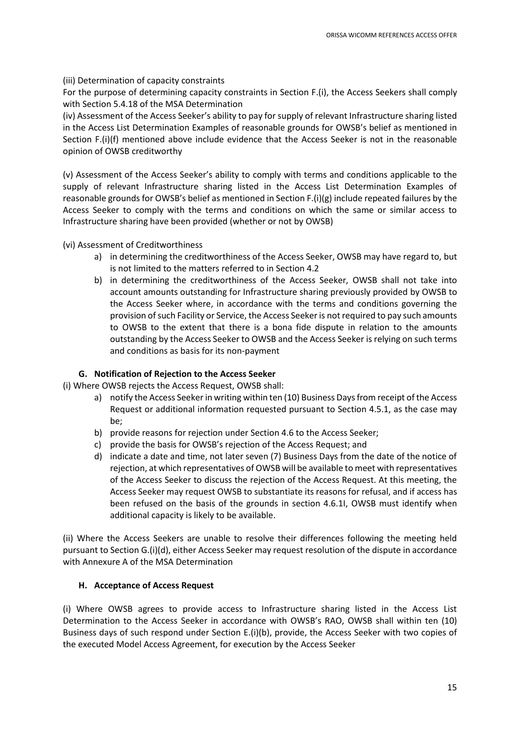(iii) Determination of capacity constraints

For the purpose of determining capacity constraints in Section F.(i), the Access Seekers shall comply with Section 5.4.18 of the MSA Determination

(iv) Assessment of the Access Seeker's ability to pay for supply of relevant Infrastructure sharing listed in the Access List Determination Examples of reasonable grounds for OWSB's belief as mentioned in Section F.(i)(f) mentioned above include evidence that the Access Seeker is not in the reasonable opinion of OWSB creditworthy

(v) Assessment of the Access Seeker's ability to comply with terms and conditions applicable to the supply of relevant Infrastructure sharing listed in the Access List Determination Examples of reasonable grounds for OWSB's belief as mentioned in Section F.(i)(g) include repeated failures by the Access Seeker to comply with the terms and conditions on which the same or similar access to Infrastructure sharing have been provided (whether or not by OWSB)

(vi) Assessment of Creditworthiness

a) in determining the creditworthiness of the Access Seeker, OWSB may have regard to, but is not limited to the matters referred to in Section 4.2
b) in determining the creditworthiness of the Access Seeker, OWSB shall not take into account amounts outstanding for Infrastructure sharing previously provided by OWSB to the Access Seeker where, in accordance with the terms and conditions governing the provision of such Facility or Service, the Access Seeker is not required to pay such amounts to OWSB to the extent that there is a bona fide dispute in relation to the amounts outstanding by the Access Seeker to OWSB and the Access Seeker is relying on such terms and conditions as basis for its non-payment

### G. Notification of Rejection to the Access Seeker

(i) Where OWSB rejects the Access Request, OWSB shall:

a) notify the Access Seeker in writing within ten (10) Business Days from receipt of the Access Request or additional information requested pursuant to Section 4.5.1, as the case may be;
b) provide reasons for rejection under Section 4.6 to the Access Seeker;
c) provide the basis for OWSB's rejection of the Access Request; and
d) indicate a date and time, not later seven (7) Business Days from the date of the notice of rejection, at which representatives of OWSB will be available to meet with representatives of the Access Seeker to discuss the rejection of the Access Request. At this meeting, the Access Seeker may request OWSB to substantiate its reasons for refusal, and if access has been refused on the basis of the grounds in section 4.6.1I, OWSB must identify when additional capacity is likely to be available.

(ii) Where the Access Seekers are unable to resolve their differences following the meeting held pursuant to Section G.(i)(d), either Access Seeker may request resolution of the dispute in accordance with Annexure A of the MSA Determination

### H. Acceptance of Access Request

(i) Where OWSB agrees to provide access to Infrastructure sharing listed in the Access List Determination to the Access Seeker in accordance with OWSB's RAO, OWSB shall within ten (10) Business days of such respond under Section E.(i)(b), provide, the Access Seeker with two copies of the executed Model Access Agreement, for execution by the Access Seeker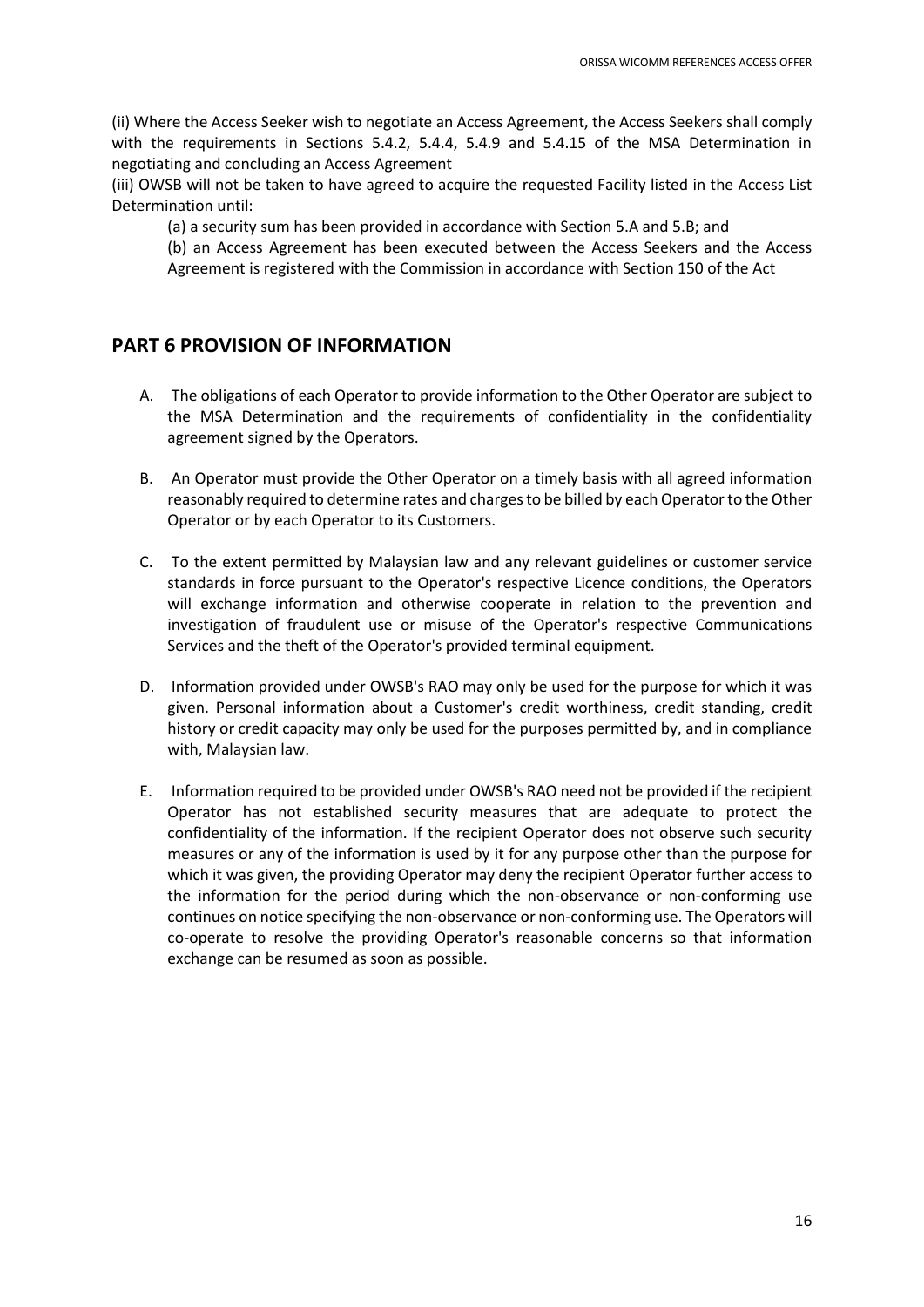(ii) Where the Access Seeker wish to negotiate an Access Agreement, the Access Seekers shall comply with the requirements in Sections 5.4.2, 5.4.4, 5.4.9 and 5.4.15 of the MSA Determination in negotiating and concluding an Access Agreement

(iii) OWSB will not be taken to have agreed to acquire the requested Facility listed in the Access List Determination until:

(a) a security sum has been provided in accordance with Section 5.A and 5.B; and

(b) an Access Agreement has been executed between the Access Seekers and the Access Agreement is registered with the Commission in accordance with Section 150 of the Act

## PART 6 PROVISION OF INFORMATION

A. The obligations of each Operator to provide information to the Other Operator are subject to the MSA Determination and the requirements of confidentiality in the confidentiality agreement signed by the Operators.

B. An Operator must provide the Other Operator on a timely basis with all agreed information reasonably required to determine rates and charges to be billed by each Operator to the Other Operator or by each Operator to its Customers.

C. To the extent permitted by Malaysian law and any relevant guidelines or customer service standards in force pursuant to the Operator's respective Licence conditions, the Operators will exchange information and otherwise cooperate in relation to the prevention and investigation of fraudulent use or misuse of the Operator's respective Communications Services and the theft of the Operator's provided terminal equipment.

D. Information provided under OWSB's RAO may only be used for the purpose for which it was given. Personal information about a Customer's credit worthiness, credit standing, credit history or credit capacity may only be used for the purposes permitted by, and in compliance with, Malaysian law.

E. Information required to be provided under OWSB's RAO need not be provided if the recipient Operator has not established security measures that are adequate to protect the confidentiality of the information. If the recipient Operator does not observe such security measures or any of the information is used by it for any purpose other than the purpose for which it was given, the providing Operator may deny the recipient Operator further access to the information for the period during which the non-observance or non-conforming use continues on notice specifying the non-observance or non-conforming use. The Operators will co-operate to resolve the providing Operator's reasonable concerns so that information exchange can be resumed as soon as possible.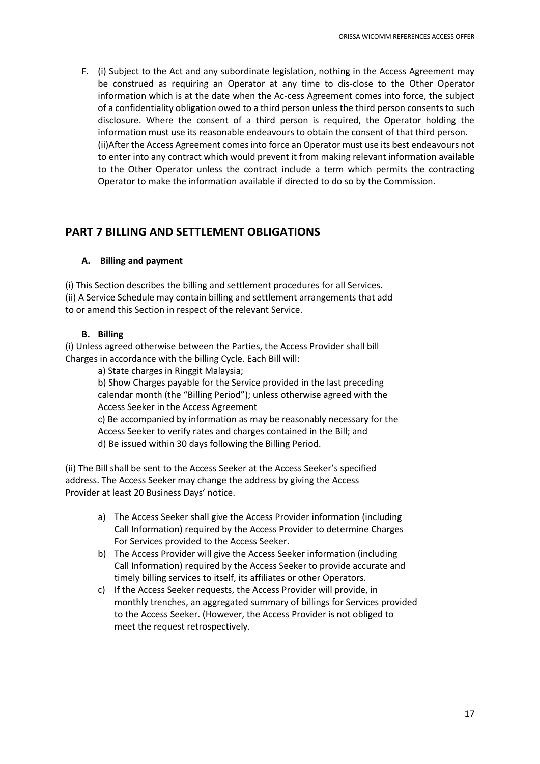F. (i) Subject to the Act and any subordinate legislation, nothing in the Access Agreement may be construed as requiring an Operator at any time to dis-close to the Other Operator information which is at the date when the Ac-cess Agreement comes into force, the subject of a confidentiality obligation owed to a third person unless the third person consents to such disclosure. Where the consent of a third person is required, the Operator holding the information must use its reasonable endeavours to obtain the consent of that third person.
(ii)After the Access Agreement comes into force an Operator must use its best endeavours not to enter into any contract which would prevent it from making relevant information available to the Other Operator unless the contract include a term which permits the contracting Operator to make the information available if directed to do so by the Commission.

## PART 7 BILLING AND SETTLEMENT OBLIGATIONS

### A. Billing and payment

(i) This Section describes the billing and settlement procedures for all Services.
(ii) A Service Schedule may contain billing and settlement arrangements that add to or amend this Section in respect of the relevant Service.

### B. Billing

(i) Unless agreed otherwise between the Parties, the Access Provider shall bill Charges in accordance with the billing Cycle. Each Bill will:

a) State charges in Ringgit Malaysia;
b) Show Charges payable for the Service provided in the last preceding calendar month (the "Billing Period"); unless otherwise agreed with the Access Seeker in the Access Agreement
c) Be accompanied by information as may be reasonably necessary for the Access Seeker to verify rates and charges contained in the Bill; and
d) Be issued within 30 days following the Billing Period.

(ii) The Bill shall be sent to the Access Seeker at the Access Seeker's specified address. The Access Seeker may change the address by giving the Access Provider at least 20 Business Days' notice.

a) The Access Seeker shall give the Access Provider information (including Call Information) required by the Access Provider to determine Charges For Services provided to the Access Seeker.
b) The Access Provider will give the Access Seeker information (including Call Information) required by the Access Seeker to provide accurate and timely billing services to itself, its affiliates or other Operators.
c) If the Access Seeker requests, the Access Provider will provide, in monthly trenches, an aggregated summary of billings for Services provided to the Access Seeker. (However, the Access Provider is not obliged to meet the request retrospectively.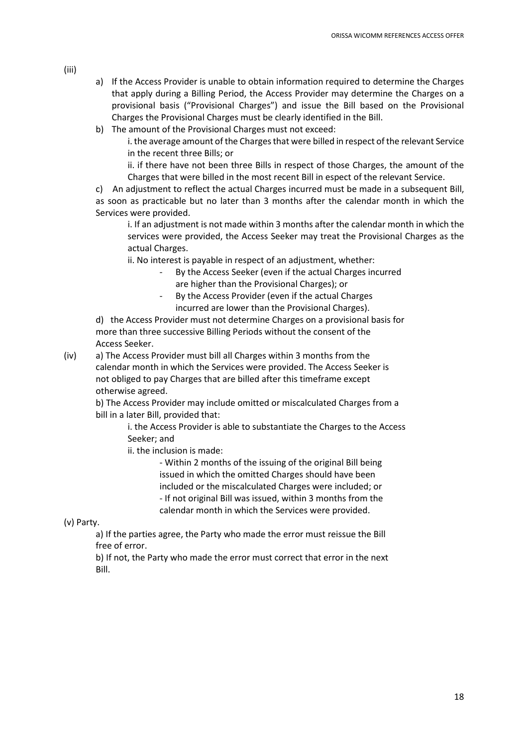(iii)

a) If the Access Provider is unable to obtain information required to determine the Charges that apply during a Billing Period, the Access Provider may determine the Charges on a provisional basis ("Provisional Charges") and issue the Bill based on the Provisional Charges the Provisional Charges must be clearly identified in the Bill.

b) The amount of the Provisional Charges must not exceed:

i. the average amount of the Charges that were billed in respect of the relevant Service in the recent three Bills; or

ii. if there have not been three Bills in respect of those Charges, the amount of the Charges that were billed in the most recent Bill in espect of the relevant Service.

c) An adjustment to reflect the actual Charges incurred must be made in a subsequent Bill, as soon as practicable but no later than 3 months after the calendar month in which the Services were provided.

i. If an adjustment is not made within 3 months after the calendar month in which the services were provided, the Access Seeker may treat the Provisional Charges as the actual Charges.

ii. No interest is payable in respect of an adjustment, whether:

- By the Access Seeker (even if the actual Charges incurred are higher than the Provisional Charges); or
- By the Access Provider (even if the actual Charges incurred are lower than the Provisional Charges).

d) the Access Provider must not determine Charges on a provisional basis for more than three successive Billing Periods without the consent of the Access Seeker.

(iv) a) The Access Provider must bill all Charges within 3 months from the calendar month in which the Services were provided. The Access Seeker is not obliged to pay Charges that are billed after this timeframe except otherwise agreed.

b) The Access Provider may include omitted or miscalculated Charges from a bill in a later Bill, provided that:

i. the Access Provider is able to substantiate the Charges to the Access Seeker; and

ii. the inclusion is made:

- Within 2 months of the issuing of the original Bill being issued in which the omitted Charges should have been included or the miscalculated Charges were included; or
- If not original Bill was issued, within 3 months from the calendar month in which the Services were provided.

(v) Party.

a) If the parties agree, the Party who made the error must reissue the Bill free of error.

b) If not, the Party who made the error must correct that error in the next Bill.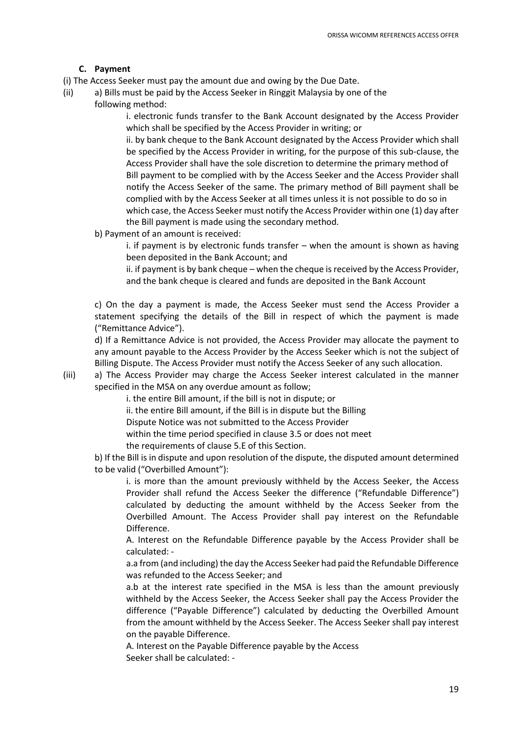### C. Payment

(i) The Access Seeker must pay the amount due and owing by the Due Date.

(ii) a) Bills must be paid by the Access Seeker in Ringgit Malaysia by one of the following method:

i. electronic funds transfer to the Bank Account designated by the Access Provider which shall be specified by the Access Provider in writing; or

ii. by bank cheque to the Bank Account designated by the Access Provider which shall be specified by the Access Provider in writing, for the purpose of this sub-clause, the Access Provider shall have the sole discretion to determine the primary method of Bill payment to be complied with by the Access Seeker and the Access Provider shall notify the Access Seeker of the same. The primary method of Bill payment shall be complied with by the Access Seeker at all times unless it is not possible to do so in which case, the Access Seeker must notify the Access Provider within one (1) day after the Bill payment is made using the secondary method.

b) Payment of an amount is received:

i. if payment is by electronic funds transfer – when the amount is shown as having been deposited in the Bank Account; and

ii. if payment is by bank cheque – when the cheque is received by the Access Provider, and the bank cheque is cleared and funds are deposited in the Bank Account

c) On the day a payment is made, the Access Seeker must send the Access Provider a statement specifying the details of the Bill in respect of which the payment is made ("Remittance Advice").

d) If a Remittance Advice is not provided, the Access Provider may allocate the payment to any amount payable to the Access Provider by the Access Seeker which is not the subject of Billing Dispute. The Access Provider must notify the Access Seeker of any such allocation.

(iii) a) The Access Provider may charge the Access Seeker interest calculated in the manner specified in the MSA on any overdue amount as follow;

i. the entire Bill amount, if the bill is not in dispute; or

ii. the entire Bill amount, if the Bill is in dispute but the Billing Dispute Notice was not submitted to the Access Provider within the time period specified in clause 3.5 or does not meet the requirements of clause 5.E of this Section.

b) If the Bill is in dispute and upon resolution of the dispute, the disputed amount determined to be valid ("Overbilled Amount"):

i. is more than the amount previously withheld by the Access Seeker, the Access Provider shall refund the Access Seeker the difference ("Refundable Difference") calculated by deducting the amount withheld by the Access Seeker from the Overbilled Amount. The Access Provider shall pay interest on the Refundable Difference.

A. Interest on the Refundable Difference payable by the Access Provider shall be calculated: -

a.a from (and including) the day the Access Seeker had paid the Refundable Difference was refunded to the Access Seeker; and

a.b at the interest rate specified in the MSA is less than the amount previously withheld by the Access Seeker, the Access Seeker shall pay the Access Provider the difference ("Payable Difference") calculated by deducting the Overbilled Amount from the amount withheld by the Access Seeker. The Access Seeker shall pay interest on the payable Difference.

A. Interest on the Payable Difference payable by the Access Seeker shall be calculated: -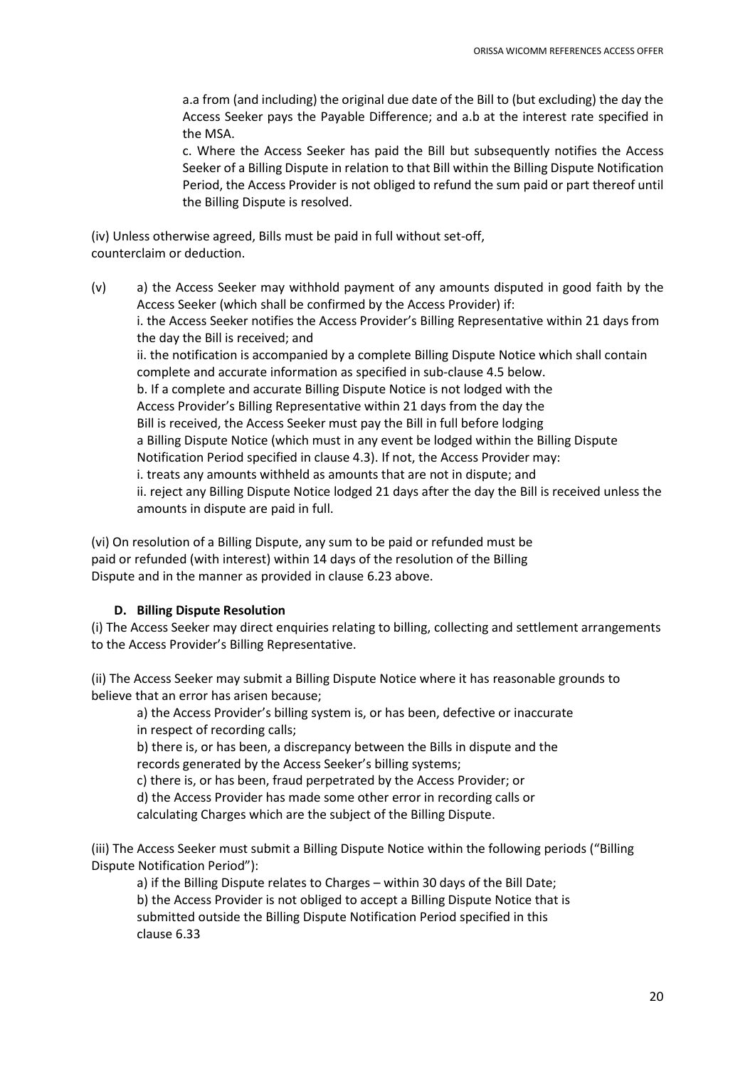a.a from (and including) the original due date of the Bill to (but excluding) the day the Access Seeker pays the Payable Difference; and a.b at the interest rate specified in the MSA.

c. Where the Access Seeker has paid the Bill but subsequently notifies the Access Seeker of a Billing Dispute in relation to that Bill within the Billing Dispute Notification Period, the Access Provider is not obliged to refund the sum paid or part thereof until the Billing Dispute is resolved.

(iv) Unless otherwise agreed, Bills must be paid in full without set-off, counterclaim or deduction.

(v) a) the Access Seeker may withhold payment of any amounts disputed in good faith by the Access Seeker (which shall be confirmed by the Access Provider) if:

i. the Access Seeker notifies the Access Provider's Billing Representative within 21 days from the day the Bill is received; and

ii. the notification is accompanied by a complete Billing Dispute Notice which shall contain complete and accurate information as specified in sub-clause 4.5 below.

b. If a complete and accurate Billing Dispute Notice is not lodged with the Access Provider's Billing Representative within 21 days from the day the Bill is received, the Access Seeker must pay the Bill in full before lodging a Billing Dispute Notice (which must in any event be lodged within the Billing Dispute Notification Period specified in clause 4.3). If not, the Access Provider may:

i. treats any amounts withheld as amounts that are not in dispute; and

ii. reject any Billing Dispute Notice lodged 21 days after the day the Bill is received unless the amounts in dispute are paid in full.

(vi) On resolution of a Billing Dispute, any sum to be paid or refunded must be paid or refunded (with interest) within 14 days of the resolution of the Billing Dispute and in the manner as provided in clause 6.23 above.

### D. Billing Dispute Resolution

(i) The Access Seeker may direct enquiries relating to billing, collecting and settlement arrangements to the Access Provider's Billing Representative.

(ii) The Access Seeker may submit a Billing Dispute Notice where it has reasonable grounds to believe that an error has arisen because;

a) the Access Provider's billing system is, or has been, defective or inaccurate in respect of recording calls;

b) there is, or has been, a discrepancy between the Bills in dispute and the records generated by the Access Seeker's billing systems;

c) there is, or has been, fraud perpetrated by the Access Provider; or

d) the Access Provider has made some other error in recording calls or calculating Charges which are the subject of the Billing Dispute.

(iii) The Access Seeker must submit a Billing Dispute Notice within the following periods ("Billing Dispute Notification Period"):

a) if the Billing Dispute relates to Charges – within 30 days of the Bill Date;

b) the Access Provider is not obliged to accept a Billing Dispute Notice that is submitted outside the Billing Dispute Notification Period specified in this clause 6.33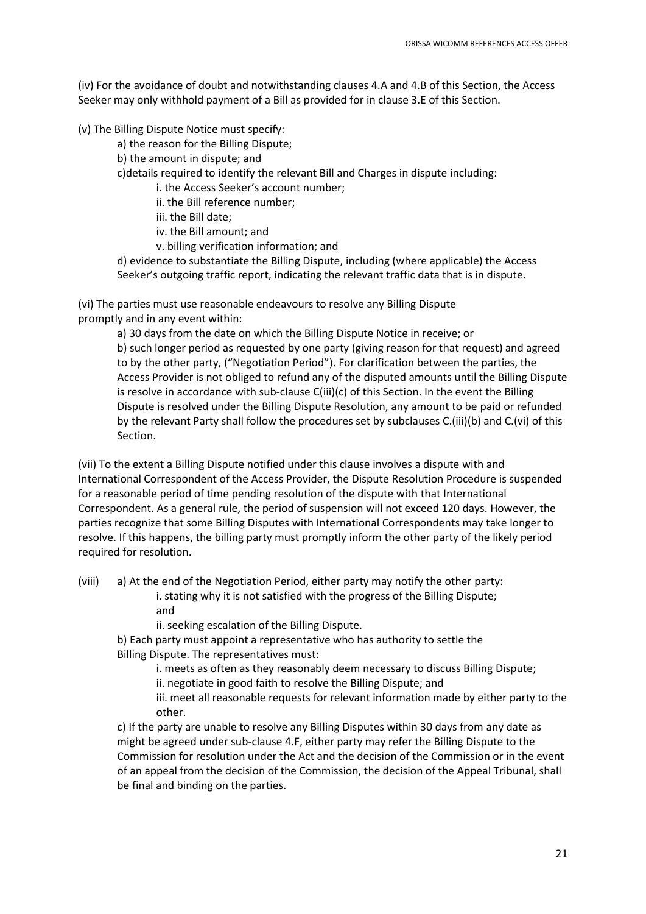(iv) For the avoidance of doubt and notwithstanding clauses 4.A and 4.B of this Section, the Access Seeker may only withhold payment of a Bill as provided for in clause 3.E of this Section.

(v) The Billing Dispute Notice must specify:

a) the reason for the Billing Dispute;

b) the amount in dispute; and

c)details required to identify the relevant Bill and Charges in dispute including:

i. the Access Seeker's account number;

ii. the Bill reference number;

iii. the Bill date;

iv. the Bill amount; and

v. billing verification information; and

d) evidence to substantiate the Billing Dispute, including (where applicable) the Access Seeker's outgoing traffic report, indicating the relevant traffic data that is in dispute.

(vi) The parties must use reasonable endeavours to resolve any Billing Dispute promptly and in any event within:

a) 30 days from the date on which the Billing Dispute Notice in receive; or

b) such longer period as requested by one party (giving reason for that request) and agreed to by the other party, ("Negotiation Period"). For clarification between the parties, the Access Provider is not obliged to refund any of the disputed amounts until the Billing Dispute is resolve in accordance with sub-clause C(iii)(c) of this Section. In the event the Billing Dispute is resolved under the Billing Dispute Resolution, any amount to be paid or refunded by the relevant Party shall follow the procedures set by subclauses C.(iii)(b) and C.(vi) of this Section.

(vii) To the extent a Billing Dispute notified under this clause involves a dispute with and International Correspondent of the Access Provider, the Dispute Resolution Procedure is suspended for a reasonable period of time pending resolution of the dispute with that International Correspondent. As a general rule, the period of suspension will not exceed 120 days. However, the parties recognize that some Billing Disputes with International Correspondents may take longer to resolve. If this happens, the billing party must promptly inform the other party of the likely period required for resolution.

(viii) a) At the end of the Negotiation Period, either party may notify the other party:

i. stating why it is not satisfied with the progress of the Billing Dispute; and

ii. seeking escalation of the Billing Dispute.

b) Each party must appoint a representative who has authority to settle the Billing Dispute. The representatives must:

i. meets as often as they reasonably deem necessary to discuss Billing Dispute;

ii. negotiate in good faith to resolve the Billing Dispute; and

iii. meet all reasonable requests for relevant information made by either party to the other.

c) If the party are unable to resolve any Billing Disputes within 30 days from any date as might be agreed under sub-clause 4.F, either party may refer the Billing Dispute to the Commission for resolution under the Act and the decision of the Commission or in the event of an appeal from the decision of the Commission, the decision of the Appeal Tribunal, shall be final and binding on the parties.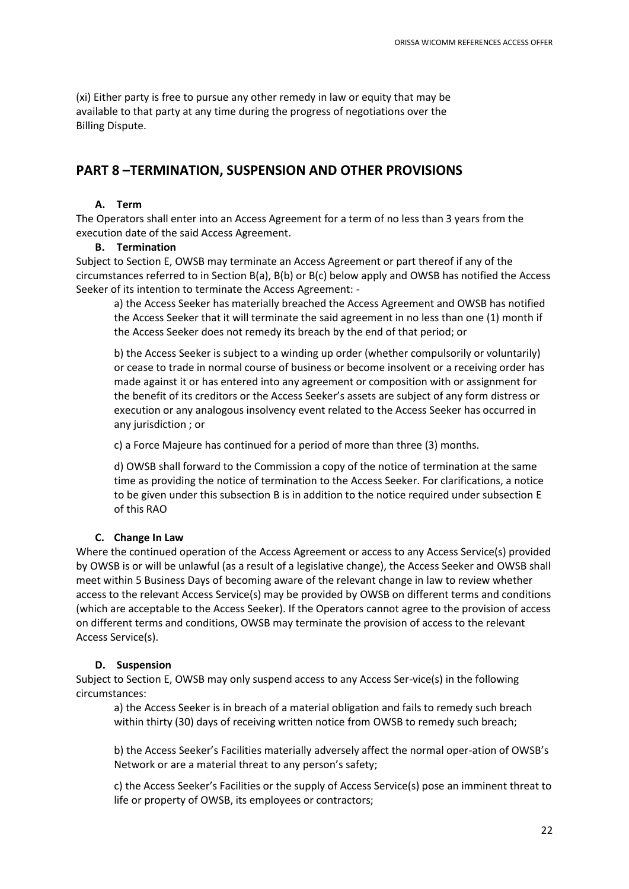(xi) Either party is free to pursue any other remedy in law or equity that may be available to that party at any time during the progress of negotiations over the Billing Dispute.

## PART 8 –TERMINATION, SUSPENSION AND OTHER PROVISIONS

### A. Term

The Operators shall enter into an Access Agreement for a term of no less than 3 years from the execution date of the said Access Agreement.

### B. Termination

Subject to Section E, OWSB may terminate an Access Agreement or part thereof if any of the circumstances referred to in Section B(a), B(b) or B(c) below apply and OWSB has notified the Access Seeker of its intention to terminate the Access Agreement: -

a) the Access Seeker has materially breached the Access Agreement and OWSB has notified the Access Seeker that it will terminate the said agreement in no less than one (1) month if the Access Seeker does not remedy its breach by the end of that period; or

b) the Access Seeker is subject to a winding up order (whether compulsorily or voluntarily) or cease to trade in normal course of business or become insolvent or a receiving order has made against it or has entered into any agreement or composition with or assignment for the benefit of its creditors or the Access Seeker's assets are subject of any form distress or execution or any analogous insolvency event related to the Access Seeker has occurred in any jurisdiction ; or

c) a Force Majeure has continued for a period of more than three (3) months.

d) OWSB shall forward to the Commission a copy of the notice of termination at the same time as providing the notice of termination to the Access Seeker. For clarifications, a notice to be given under this subsection B is in addition to the notice required under subsection E of this RAO

### C. Change In Law

Where the continued operation of the Access Agreement or access to any Access Service(s) provided by OWSB is or will be unlawful (as a result of a legislative change), the Access Seeker and OWSB shall meet within 5 Business Days of becoming aware of the relevant change in law to review whether access to the relevant Access Service(s) may be provided by OWSB on different terms and conditions (which are acceptable to the Access Seeker). If the Operators cannot agree to the provision of access on different terms and conditions, OWSB may terminate the provision of access to the relevant Access Service(s).

### D. Suspension

Subject to Section E, OWSB may only suspend access to any Access Ser-vice(s) in the following circumstances:

a) the Access Seeker is in breach of a material obligation and fails to remedy such breach within thirty (30) days of receiving written notice from OWSB to remedy such breach;

b) the Access Seeker's Facilities materially adversely affect the normal oper-ation of OWSB's Network or are a material threat to any person's safety;

c) the Access Seeker's Facilities or the supply of Access Service(s) pose an imminent threat to life or property of OWSB, its employees or contractors;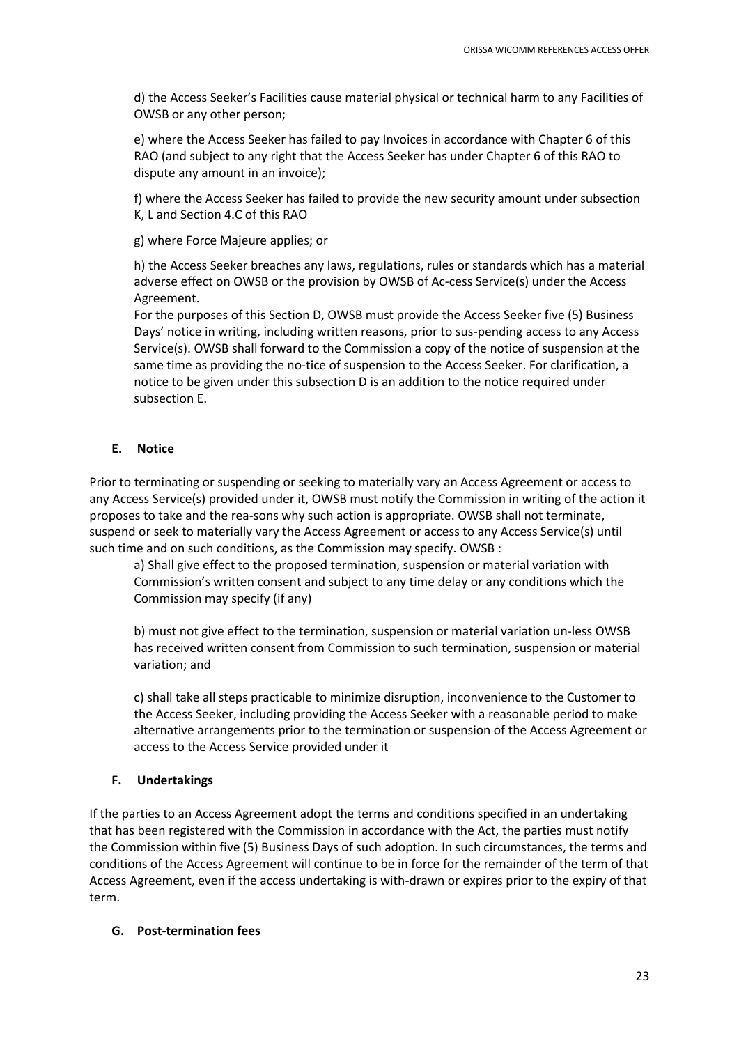d) the Access Seeker's Facilities cause material physical or technical harm to any Facilities of OWSB or any other person;

e) where the Access Seeker has failed to pay Invoices in accordance with Chapter 6 of this RAO (and subject to any right that the Access Seeker has under Chapter 6 of this RAO to dispute any amount in an invoice);

f) where the Access Seeker has failed to provide the new security amount under subsection K, L and Section 4.C of this RAO

g) where Force Majeure applies; or

h) the Access Seeker breaches any laws, regulations, rules or standards which has a material adverse effect on OWSB or the provision by OWSB of Ac-cess Service(s) under the Access Agreement.

For the purposes of this Section D, OWSB must provide the Access Seeker five (5) Business Days' notice in writing, including written reasons, prior to sus-pending access to any Access Service(s). OWSB shall forward to the Commission a copy of the notice of suspension at the same time as providing the no-tice of suspension to the Access Seeker. For clarification, a notice to be given under this subsection D is an addition to the notice required under subsection E.

### E. Notice

Prior to terminating or suspending or seeking to materially vary an Access Agreement or access to any Access Service(s) provided under it, OWSB must notify the Commission in writing of the action it proposes to take and the rea-sons why such action is appropriate. OWSB shall not terminate, suspend or seek to materially vary the Access Agreement or access to any Access Service(s) until such time and on such conditions, as the Commission may specify. OWSB :

a) Shall give effect to the proposed termination, suspension or material variation with Commission's written consent and subject to any time delay or any conditions which the Commission may specify (if any)

b) must not give effect to the termination, suspension or material variation un-less OWSB has received written consent from Commission to such termination, suspension or material variation; and

c) shall take all steps practicable to minimize disruption, inconvenience to the Customer to the Access Seeker, including providing the Access Seeker with a reasonable period to make alternative arrangements prior to the termination or suspension of the Access Agreement or access to the Access Service provided under it

### F. Undertakings

If the parties to an Access Agreement adopt the terms and conditions specified in an undertaking that has been registered with the Commission in accordance with the Act, the parties must notify the Commission within five (5) Business Days of such adoption. In such circumstances, the terms and conditions of the Access Agreement will continue to be in force for the remainder of the term of that Access Agreement, even if the access undertaking is with-drawn or expires prior to the expiry of that term.

### G. Post-termination fees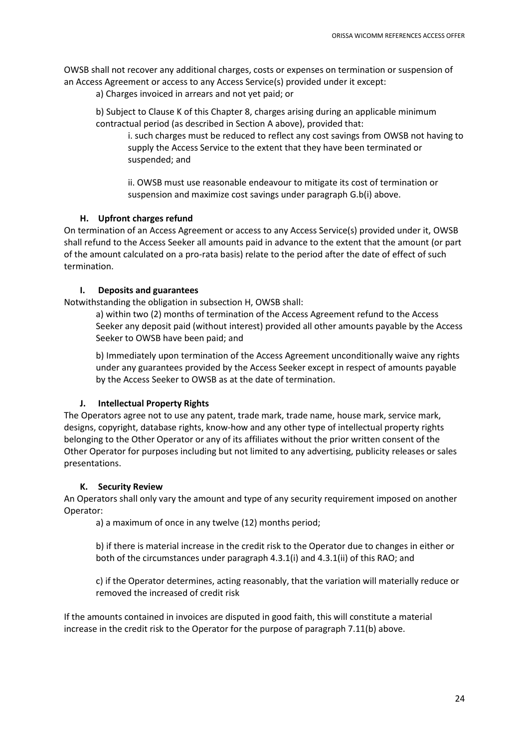OWSB shall not recover any additional charges, costs or expenses on termination or suspension of an Access Agreement or access to any Access Service(s) provided under it except:

a) Charges invoiced in arrears and not yet paid; or

b) Subject to Clause K of this Chapter 8, charges arising during an applicable minimum contractual period (as described in Section A above), provided that:

i. such charges must be reduced to reflect any cost savings from OWSB not having to supply the Access Service to the extent that they have been terminated or suspended; and

ii. OWSB must use reasonable endeavour to mitigate its cost of termination or suspension and maximize cost savings under paragraph G.b(i) above.

### H. Upfront charges refund

On termination of an Access Agreement or access to any Access Service(s) provided under it, OWSB shall refund to the Access Seeker all amounts paid in advance to the extent that the amount (or part of the amount calculated on a pro-rata basis) relate to the period after the date of effect of such termination.

### I. Deposits and guarantees

Notwithstanding the obligation in subsection H, OWSB shall:

a) within two (2) months of termination of the Access Agreement refund to the Access Seeker any deposit paid (without interest) provided all other amounts payable by the Access Seeker to OWSB have been paid; and

b) Immediately upon termination of the Access Agreement unconditionally waive any rights under any guarantees provided by the Access Seeker except in respect of amounts payable by the Access Seeker to OWSB as at the date of termination.

### J. Intellectual Property Rights

The Operators agree not to use any patent, trade mark, trade name, house mark, service mark, designs, copyright, database rights, know-how and any other type of intellectual property rights belonging to the Other Operator or any of its affiliates without the prior written consent of the Other Operator for purposes including but not limited to any advertising, publicity releases or sales presentations.

### K. Security Review

An Operators shall only vary the amount and type of any security requirement imposed on another Operator:

a) a maximum of once in any twelve (12) months period;

b) if there is material increase in the credit risk to the Operator due to changes in either or both of the circumstances under paragraph 4.3.1(i) and 4.3.1(ii) of this RAO; and

c) if the Operator determines, acting reasonably, that the variation will materially reduce or removed the increased of credit risk

If the amounts contained in invoices are disputed in good faith, this will constitute a material increase in the credit risk to the Operator for the purpose of paragraph 7.11(b) above.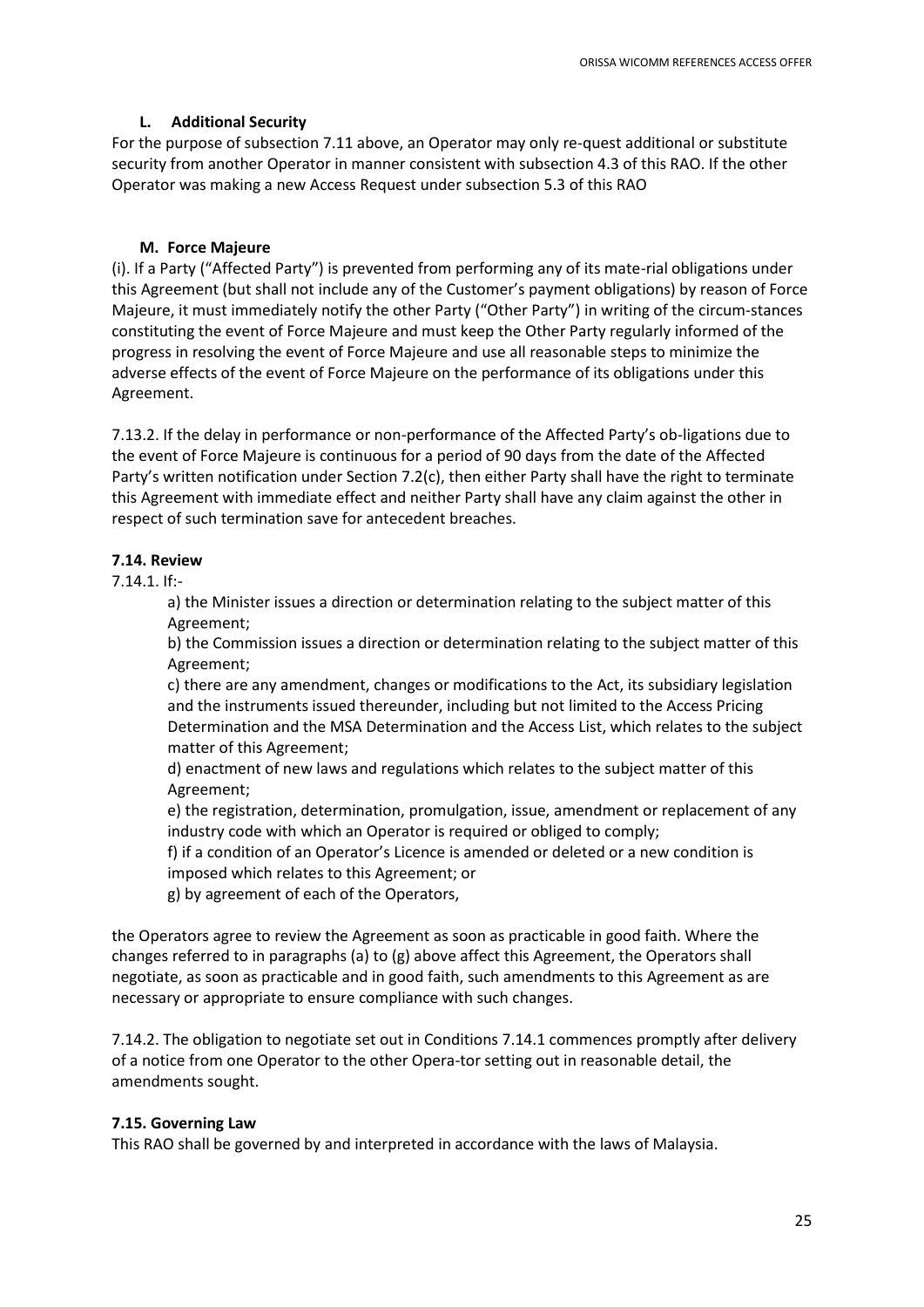#### L. Additional Security

For the purpose of subsection 7.11 above, an Operator may only re-quest additional or substitute security from another Operator in manner consistent with subsection 4.3 of this RAO. If the other Operator was making a new Access Request under subsection 5.3 of this RAO

#### M. Force Majeure

(i). If a Party ("Affected Party") is prevented from performing any of its mate-rial obligations under this Agreement (but shall not include any of the Customer's payment obligations) by reason of Force Majeure, it must immediately notify the other Party ("Other Party") in writing of the circum-stances constituting the event of Force Majeure and must keep the Other Party regularly informed of the progress in resolving the event of Force Majeure and use all reasonable steps to minimize the adverse effects of the event of Force Majeure on the performance of its obligations under this Agreement.

7.13.2. If the delay in performance or non-performance of the Affected Party's ob-ligations due to the event of Force Majeure is continuous for a period of 90 days from the date of the Affected Party's written notification under Section 7.2(c), then either Party shall have the right to terminate this Agreement with immediate effect and neither Party shall have any claim against the other in respect of such termination save for antecedent breaches.

### 7.14. Review

7.14.1. If:-

a) the Minister issues a direction or determination relating to the subject matter of this Agreement;

b) the Commission issues a direction or determination relating to the subject matter of this Agreement;

c) there are any amendment, changes or modifications to the Act, its subsidiary legislation and the instruments issued thereunder, including but not limited to the Access Pricing Determination and the MSA Determination and the Access List, which relates to the subject matter of this Agreement;

d) enactment of new laws and regulations which relates to the subject matter of this Agreement;

e) the registration, determination, promulgation, issue, amendment or replacement of any industry code with which an Operator is required or obliged to comply;

f) if a condition of an Operator's Licence is amended or deleted or a new condition is imposed which relates to this Agreement; or

g) by agreement of each of the Operators,

the Operators agree to review the Agreement as soon as practicable in good faith. Where the changes referred to in paragraphs (a) to (g) above affect this Agreement, the Operators shall negotiate, as soon as practicable and in good faith, such amendments to this Agreement as are necessary or appropriate to ensure compliance with such changes.

7.14.2. The obligation to negotiate set out in Conditions 7.14.1 commences promptly after delivery of a notice from one Operator to the other Opera-tor setting out in reasonable detail, the amendments sought.

### 7.15. Governing Law

This RAO shall be governed by and interpreted in accordance with the laws of Malaysia.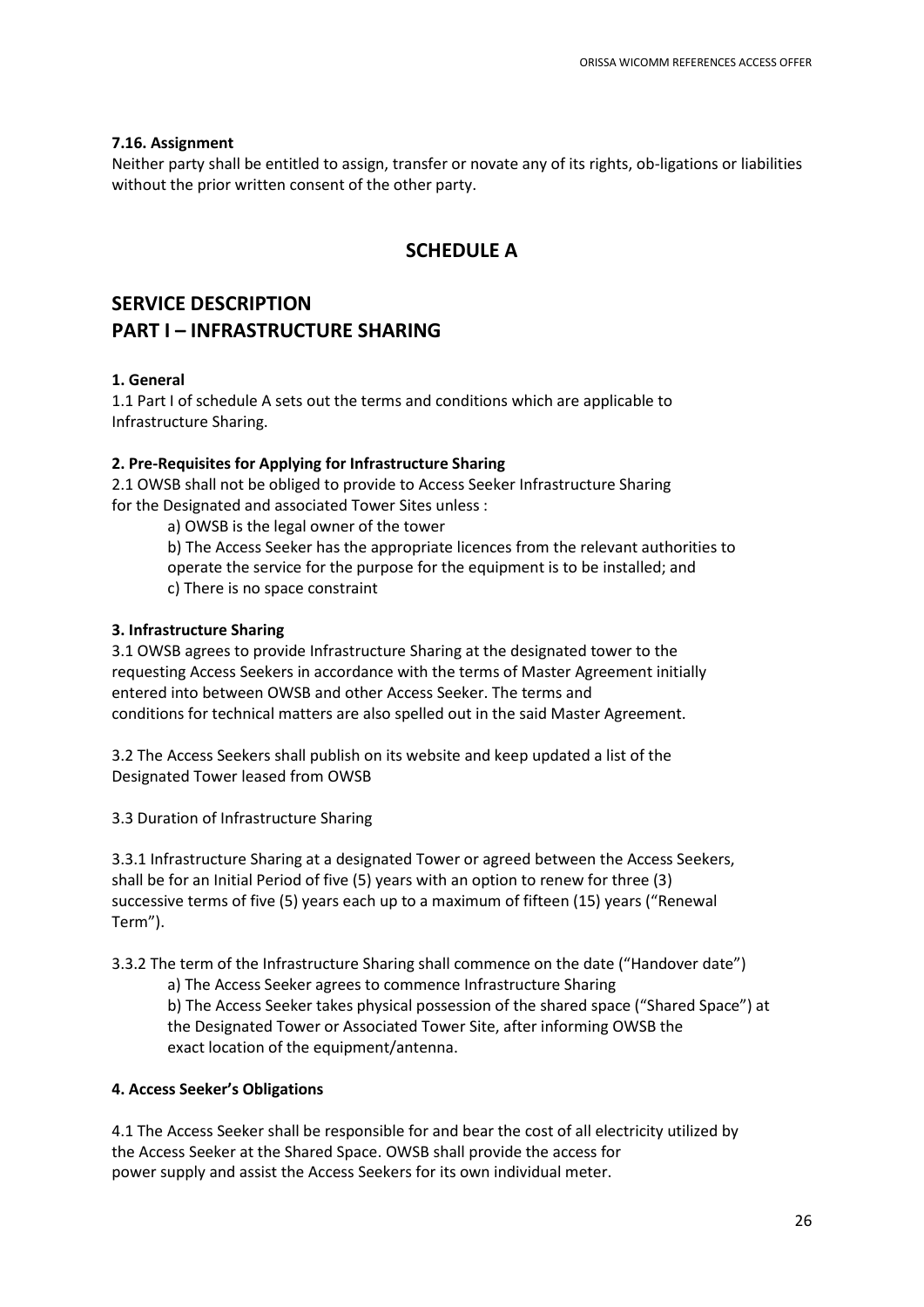**7.16. Assignment**

Neither party shall be entitled to assign, transfer or novate any of its rights, ob-ligations or liabilities without the prior written consent of the other party.

# SCHEDULE A

## SERVICE DESCRIPTION
## PART I – INFRASTRUCTURE SHARING

**1. General**

1.1 Part I of schedule A sets out the terms and conditions which are applicable to Infrastructure Sharing.

**2. Pre-Requisites for Applying for Infrastructure Sharing**

2.1 OWSB shall not be obliged to provide to Access Seeker Infrastructure Sharing for the Designated and associated Tower Sites unless :

a) OWSB is the legal owner of the tower

b) The Access Seeker has the appropriate licences from the relevant authorities to operate the service for the purpose for the equipment is to be installed; and

c) There is no space constraint

**3. Infrastructure Sharing**

3.1 OWSB agrees to provide Infrastructure Sharing at the designated tower to the requesting Access Seekers in accordance with the terms of Master Agreement initially entered into between OWSB and other Access Seeker. The terms and conditions for technical matters are also spelled out in the said Master Agreement.

3.2 The Access Seekers shall publish on its website and keep updated a list of the Designated Tower leased from OWSB

3.3 Duration of Infrastructure Sharing

3.3.1 Infrastructure Sharing at a designated Tower or agreed between the Access Seekers, shall be for an Initial Period of five (5) years with an option to renew for three (3) successive terms of five (5) years each up to a maximum of fifteen (15) years ("Renewal Term").

3.3.2 The term of the Infrastructure Sharing shall commence on the date ("Handover date")

a) The Access Seeker agrees to commence Infrastructure Sharing

b) The Access Seeker takes physical possession of the shared space ("Shared Space") at the Designated Tower or Associated Tower Site, after informing OWSB the exact location of the equipment/antenna.

**4. Access Seeker's Obligations**

4.1 The Access Seeker shall be responsible for and bear the cost of all electricity utilized by the Access Seeker at the Shared Space. OWSB shall provide the access for power supply and assist the Access Seekers for its own individual meter.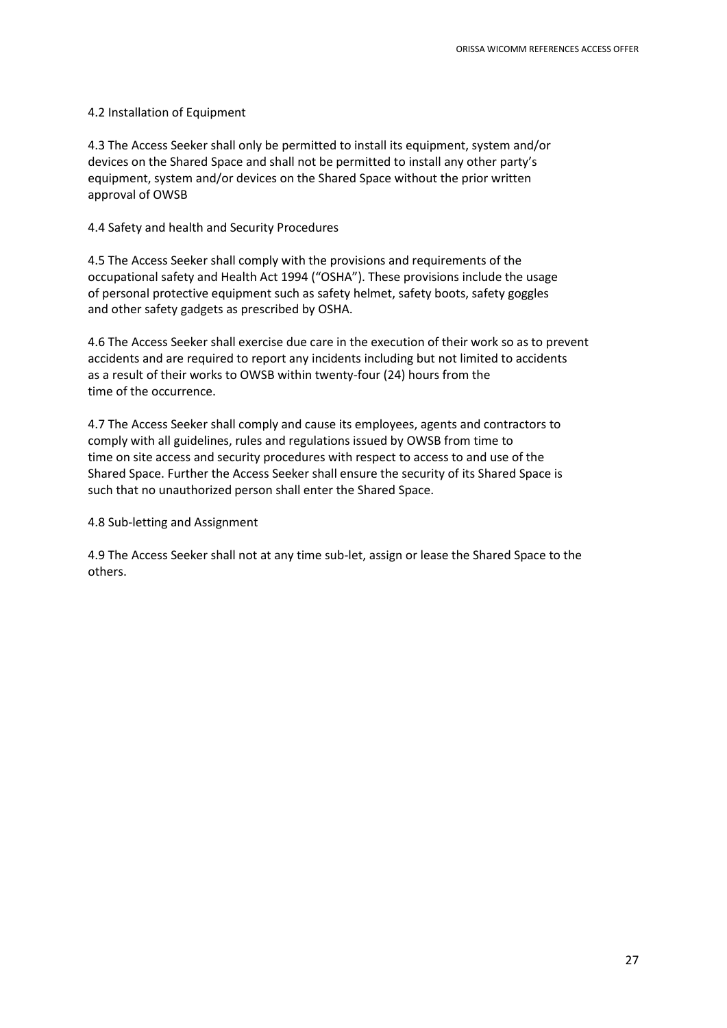4.2 Installation of Equipment

4.3 The Access Seeker shall only be permitted to install its equipment, system and/or devices on the Shared Space and shall not be permitted to install any other party's equipment, system and/or devices on the Shared Space without the prior written approval of OWSB

4.4 Safety and health and Security Procedures

4.5 The Access Seeker shall comply with the provisions and requirements of the occupational safety and Health Act 1994 ("OSHA"). These provisions include the usage of personal protective equipment such as safety helmet, safety boots, safety goggles and other safety gadgets as prescribed by OSHA.

4.6 The Access Seeker shall exercise due care in the execution of their work so as to prevent accidents and are required to report any incidents including but not limited to accidents as a result of their works to OWSB within twenty-four (24) hours from the time of the occurrence.

4.7 The Access Seeker shall comply and cause its employees, agents and contractors to comply with all guidelines, rules and regulations issued by OWSB from time to time on site access and security procedures with respect to access to and use of the Shared Space. Further the Access Seeker shall ensure the security of its Shared Space is such that no unauthorized person shall enter the Shared Space.

4.8 Sub-letting and Assignment

4.9 The Access Seeker shall not at any time sub-let, assign or lease the Shared Space to the others.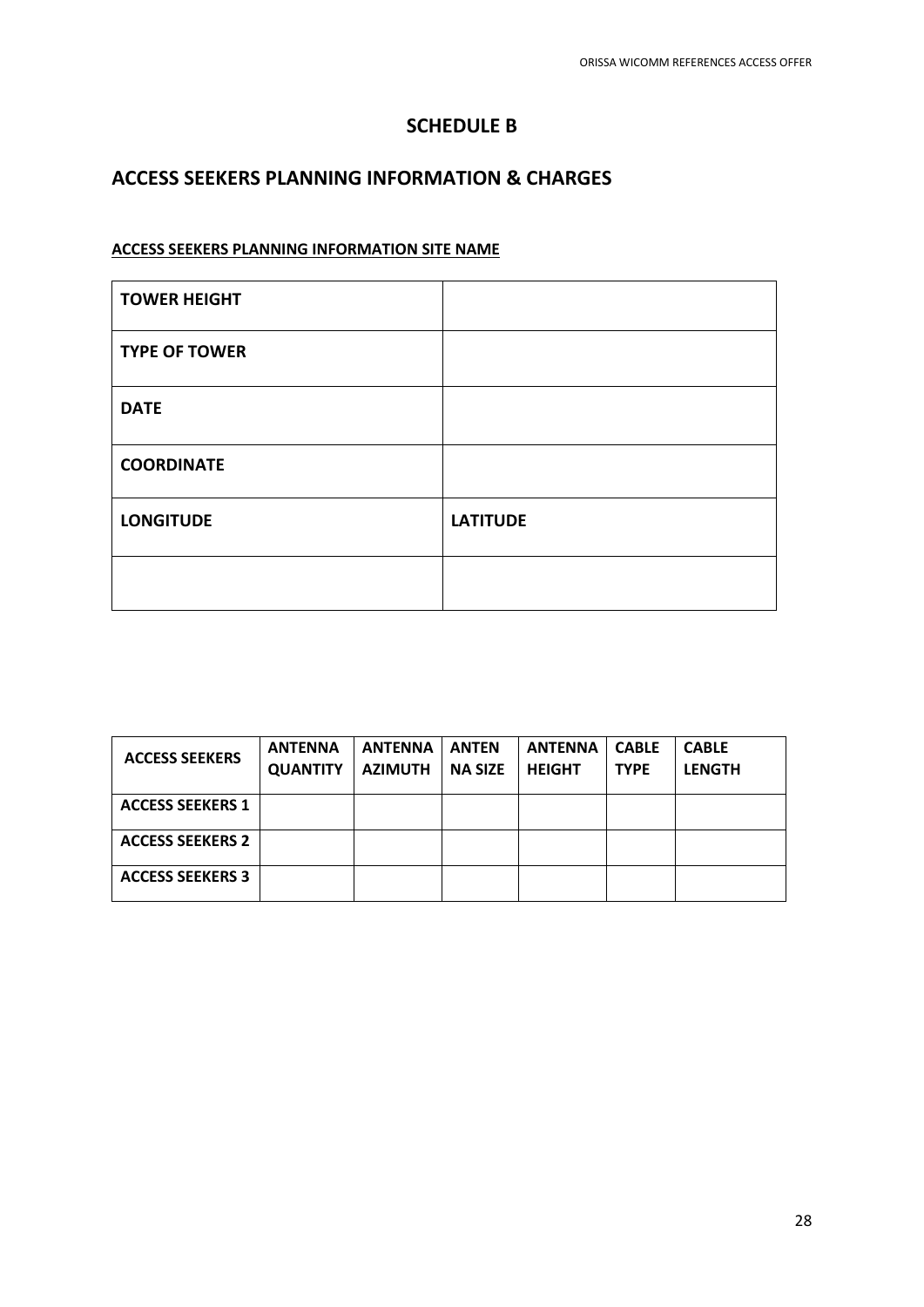# SCHEDULE B

## ACCESS SEEKERS PLANNING INFORMATION & CHARGES

**ACCESS SEEKERS PLANNING INFORMATION SITE NAME**

| | |
|---|---|
| **TOWER HEIGHT** | |
| **TYPE OF TOWER** | |
| **DATE** | |
| **COORDINATE** | |
| **LONGITUDE** | **LATITUDE** |
| | |

| ACCESS SEEKERS | ANTENNA QUANTITY | ANTENNA AZIMUTH | ANTEN NA SIZE | ANTENNA HEIGHT | CABLE TYPE | CABLE LENGTH |
|---|---|---|---|---|---|---|
| **ACCESS SEEKERS 1** | | | | | | |
| **ACCESS SEEKERS 2** | | | | | | |
| **ACCESS SEEKERS 3** | | | | | | |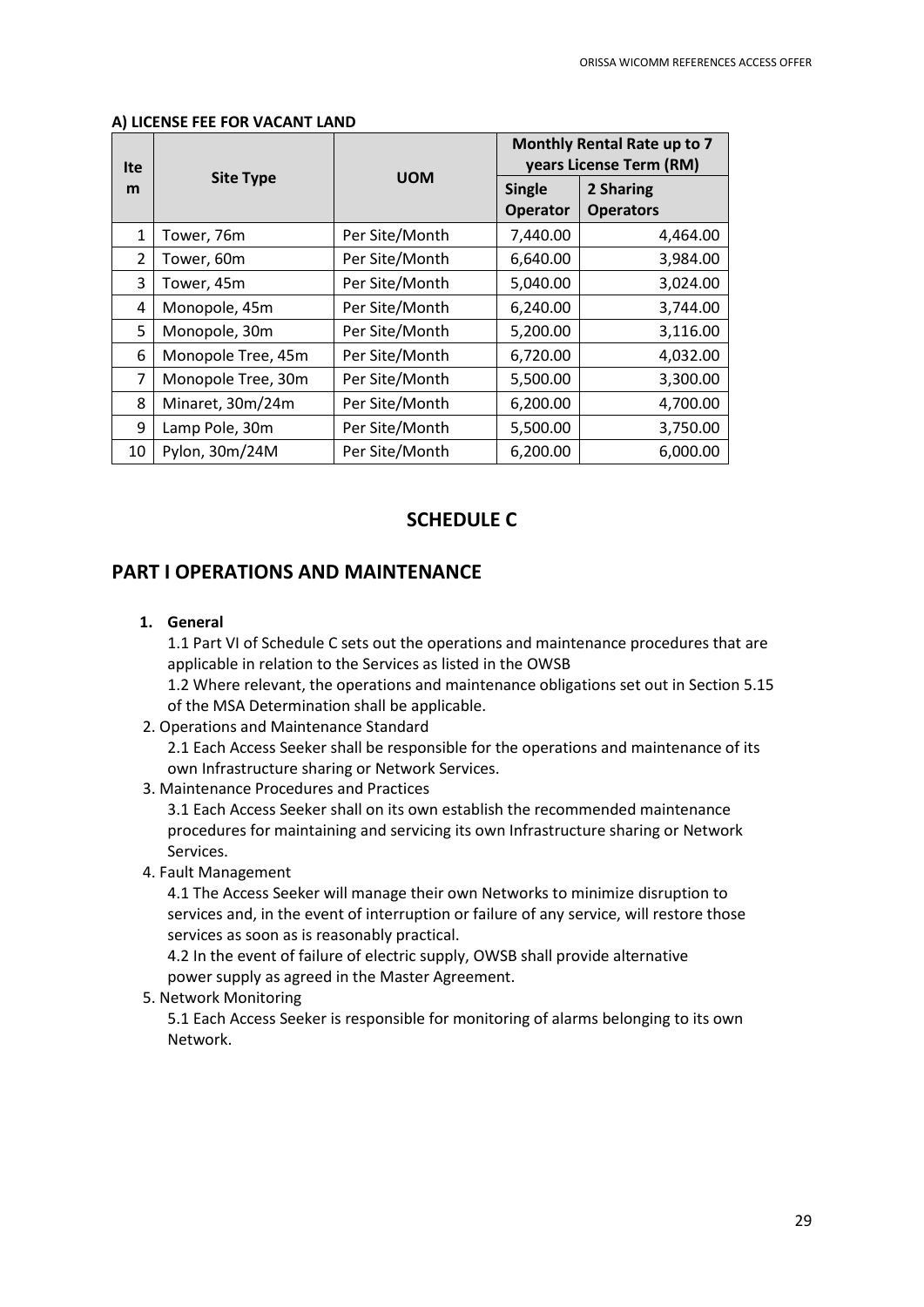**A) LICENSE FEE FOR VACANT LAND**

| Item | Site Type | UOM | Monthly Rental Rate up to 7 years License Term (RM) | |
|---|---|---|---|---|
| | | | Single Operator | 2 Sharing Operators |
| 1 | Tower, 76m | Per Site/Month | 7,440.00 | 4,464.00 |
| 2 | Tower, 60m | Per Site/Month | 6,640.00 | 3,984.00 |
| 3 | Tower, 45m | Per Site/Month | 5,040.00 | 3,024.00 |
| 4 | Monopole, 45m | Per Site/Month | 6,240.00 | 3,744.00 |
| 5 | Monopole, 30m | Per Site/Month | 5,200.00 | 3,116.00 |
| 6 | Monopole Tree, 45m | Per Site/Month | 6,720.00 | 4,032.00 |
| 7 | Monopole Tree, 30m | Per Site/Month | 5,500.00 | 3,300.00 |
| 8 | Minaret, 30m/24m | Per Site/Month | 6,200.00 | 4,700.00 |
| 9 | Lamp Pole, 30m | Per Site/Month | 5,500.00 | 3,750.00 |
| 10 | Pylon, 30m/24M | Per Site/Month | 6,200.00 | 6,000.00 |

## SCHEDULE C

## PART I OPERATIONS AND MAINTENANCE

1. **General**

   1.1 Part VI of Schedule C sets out the operations and maintenance procedures that are applicable in relation to the Services as listed in the OWSB

   1.2 Where relevant, the operations and maintenance obligations set out in Section 5.15 of the MSA Determination shall be applicable.

2. Operations and Maintenance Standard

   2.1 Each Access Seeker shall be responsible for the operations and maintenance of its own Infrastructure sharing or Network Services.

3. Maintenance Procedures and Practices

   3.1 Each Access Seeker shall on its own establish the recommended maintenance procedures for maintaining and servicing its own Infrastructure sharing or Network Services.

4. Fault Management

   4.1 The Access Seeker will manage their own Networks to minimize disruption to services and, in the event of interruption or failure of any service, will restore those services as soon as is reasonably practical.

   4.2 In the event of failure of electric supply, OWSB shall provide alternative power supply as agreed in the Master Agreement.

5. Network Monitoring

   5.1 Each Access Seeker is responsible for monitoring of alarms belonging to its own Network.